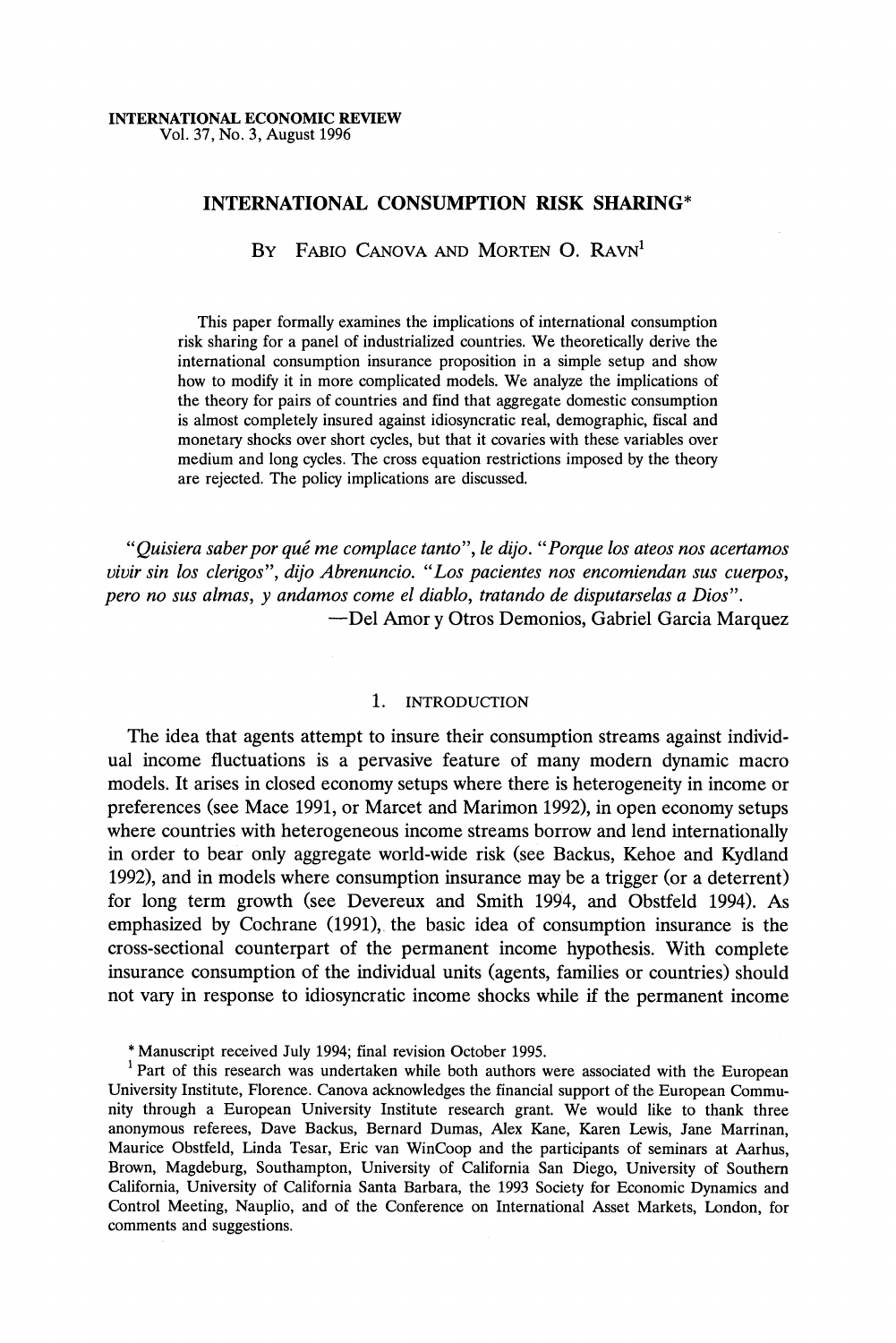INTERNATIONAL ECONOMIC REVIEW
Vol. 37, No. 3, August 1996

# INTERNATIONAL CONSUMPTION RISK SHARING*

BY FABIO CANOVA AND MORTEN O. RAVN[1]

This paper formally examines the implications of international consumption risk sharing for a panel of industrialized countries. We theoretically derive the international consumption insurance proposition in a simple setup and show how to modify it in more complicated models. We analyze the implications of the theory for pairs of countries and find that aggregate domestic consumption is almost completely insured against idiosyncratic real, demographic, fiscal and monetary shocks over short cycles, but that it covaries with these variables over medium and long cycles. The cross equation restrictions imposed by the theory are rejected. The policy implications are discussed.

*"Quisiera saber por qué me complace tanto", le dijo. "Porque los ateos nos acertamos vivir sin los clerigos", dijo Abrenuncio. "Los pacientes nos encomiendan sus cuerpos, pero no sus almas, y andamos come el diablo, tratando de disputarselas a Dios".*
—Del Amor y Otros Demonios, Gabriel Garcia Marquez

## 1. INTRODUCTION

The idea that agents attempt to insure their consumption streams against individual income fluctuations is a pervasive feature of many modern dynamic macro models. It arises in closed economy setups where there is heterogeneity in income or preferences (see Mace 1991, or Marcet and Marimon 1992), in open economy setups where countries with heterogeneous income streams borrow and lend internationally in order to bear only aggregate world-wide risk (see Backus, Kehoe and Kydland 1992), and in models where consumption insurance may be a trigger (or a deterrent) for long term growth (see Devereux and Smith 1994, and Obstfeld 1994). As emphasized by Cochrane (1991), the basic idea of consumption insurance is the cross-sectional counterpart of the permanent income hypothesis. With complete insurance consumption of the individual units (agents, families or countries) should not vary in response to idiosyncratic income shocks while if the permanent income

\* Manuscript received July 1994; final revision October 1995.

[1] Part of this research was undertaken while both authors were associated with the European University Institute, Florence. Canova acknowledges the financial support of the European Community through a European University Institute research grant. We would like to thank three anonymous referees, Dave Backus, Bernard Dumas, Alex Kane, Karen Lewis, Jane Marrinan, Maurice Obstfeld, Linda Tesar, Eric van WinCoop and the participants of seminars at Aarhus, Brown, Magdeburg, Southampton, University of California San Diego, University of Southern California, University of California Santa Barbara, the 1993 Society for Economic Dynamics and Control Meeting, Nauplio, and of the Conference on International Asset Markets, London, for comments and suggestions.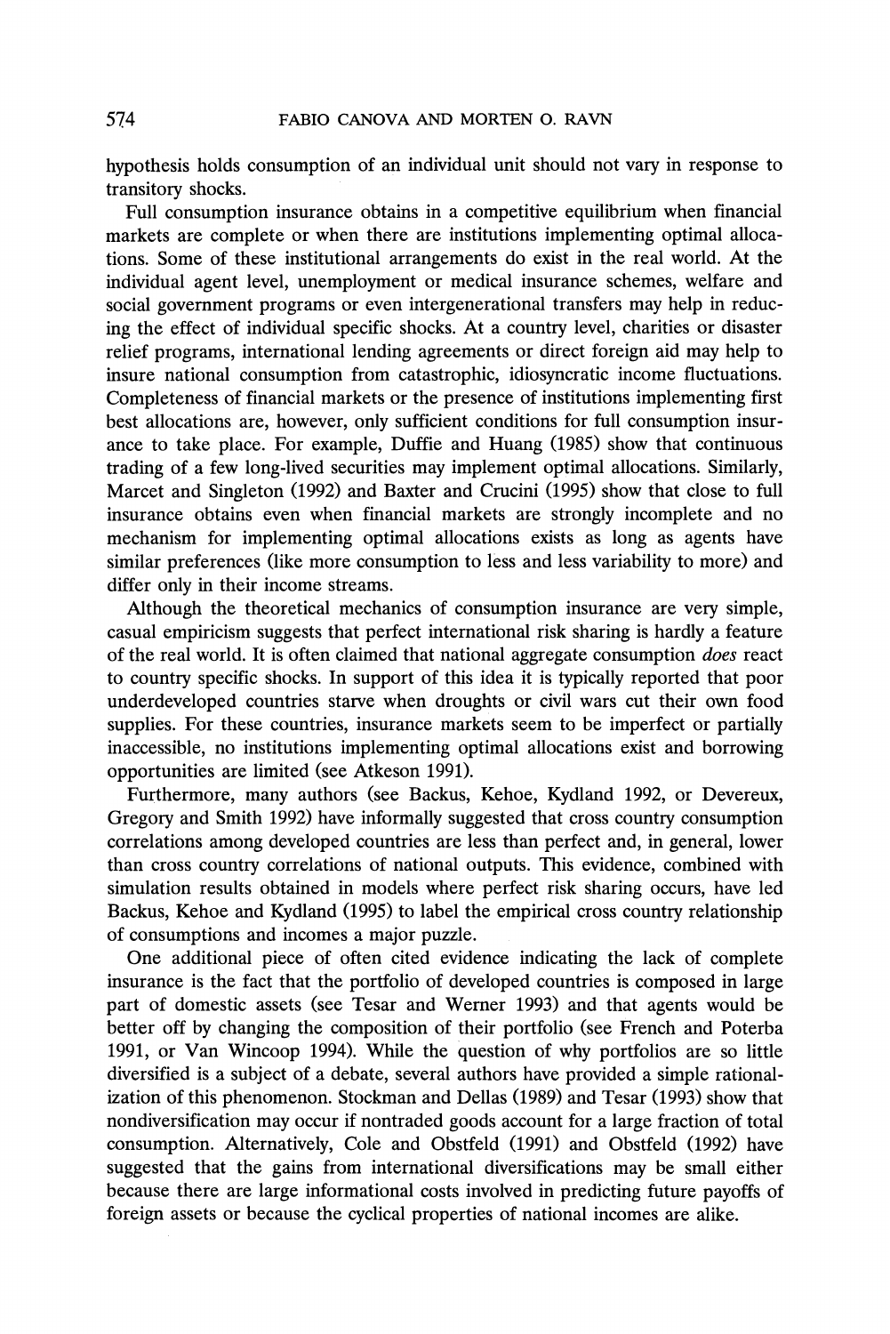hypothesis holds consumption of an individual unit should not vary in response to transitory shocks.

Full consumption insurance obtains in a competitive equilibrium when financial markets are complete or when there are institutions implementing optimal allocations. Some of these institutional arrangements do exist in the real world. At the individual agent level, unemployment or medical insurance schemes, welfare and social government programs or even intergenerational transfers may help in reducing the effect of individual specific shocks. At a country level, charities or disaster relief programs, international lending agreements or direct foreign aid may help to insure national consumption from catastrophic, idiosyncratic income fluctuations. Completeness of financial markets or the presence of institutions implementing first best allocations are, however, only sufficient conditions for full consumption insurance to take place. For example, Duffie and Huang (1985) show that continuous trading of a few long-lived securities may implement optimal allocations. Similarly, Marcet and Singleton (1992) and Baxter and Crucini (1995) show that close to full insurance obtains even when financial markets are strongly incomplete and no mechanism for implementing optimal allocations exists as long as agents have similar preferences (like more consumption to less and less variability to more) and differ only in their income streams.

Although the theoretical mechanics of consumption insurance are very simple, casual empiricism suggests that perfect international risk sharing is hardly a feature of the real world. It is often claimed that national aggregate consumption *does* react to country specific shocks. In support of this idea it is typically reported that poor underdeveloped countries starve when droughts or civil wars cut their own food supplies. For these countries, insurance markets seem to be imperfect or partially inaccessible, no institutions implementing optimal allocations exist and borrowing opportunities are limited (see Atkeson 1991).

Furthermore, many authors (see Backus, Kehoe, Kydland 1992, or Devereux, Gregory and Smith 1992) have informally suggested that cross country consumption correlations among developed countries are less than perfect and, in general, lower than cross country correlations of national outputs. This evidence, combined with simulation results obtained in models where perfect risk sharing occurs, have led Backus, Kehoe and Kydland (1995) to label the empirical cross country relationship of consumptions and incomes a major puzzle.

One additional piece of often cited evidence indicating the lack of complete insurance is the fact that the portfolio of developed countries is composed in large part of domestic assets (see Tesar and Werner 1993) and that agents would be better off by changing the composition of their portfolio (see French and Poterba 1991, or Van Wincoop 1994). While the question of why portfolios are so little diversified is a subject of a debate, several authors have provided a simple rationalization of this phenomenon. Stockman and Dellas (1989) and Tesar (1993) show that nondiversification may occur if nontraded goods account for a large fraction of total consumption. Alternatively, Cole and Obstfeld (1991) and Obstfeld (1992) have suggested that the gains from international diversifications may be small either because there are large informational costs involved in predicting future payoffs of foreign assets or because the cyclical properties of national incomes are alike.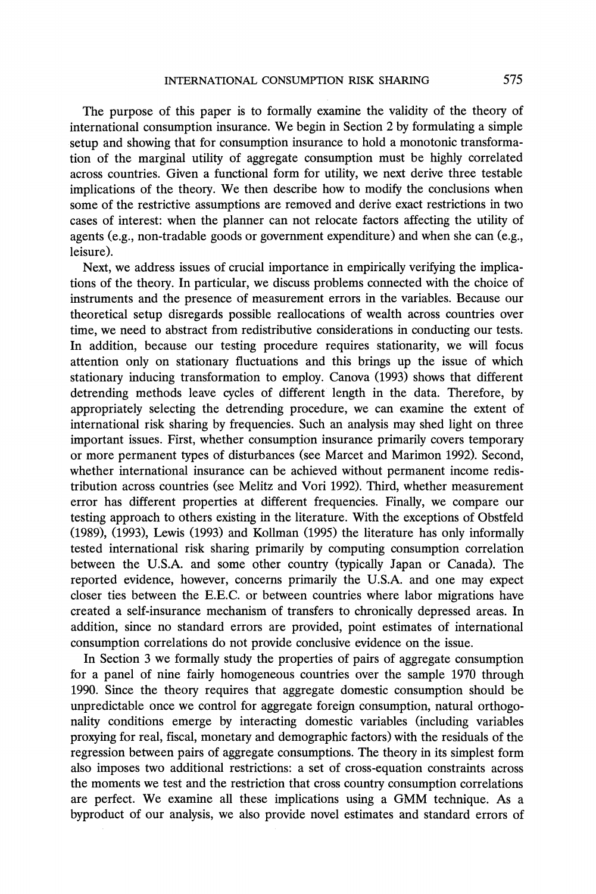The purpose of this paper is to formally examine the validity of the theory of international consumption insurance. We begin in Section 2 by formulating a simple setup and showing that for consumption insurance to hold a monotonic transformation of the marginal utility of aggregate consumption must be highly correlated across countries. Given a functional form for utility, we next derive three testable implications of the theory. We then describe how to modify the conclusions when some of the restrictive assumptions are removed and derive exact restrictions in two cases of interest: when the planner can not relocate factors affecting the utility of agents (e.g., non-tradable goods or government expenditure) and when she can (e.g., leisure).

Next, we address issues of crucial importance in empirically verifying the implications of the theory. In particular, we discuss problems connected with the choice of instruments and the presence of measurement errors in the variables. Because our theoretical setup disregards possible reallocations of wealth across countries over time, we need to abstract from redistributive considerations in conducting our tests. In addition, because our testing procedure requires stationarity, we will focus attention only on stationary fluctuations and this brings up the issue of which stationary inducing transformation to employ. Canova (1993) shows that different detrending methods leave cycles of different length in the data. Therefore, by appropriately selecting the detrending procedure, we can examine the extent of international risk sharing by frequencies. Such an analysis may shed light on three important issues. First, whether consumption insurance primarily covers temporary or more permanent types of disturbances (see Marcet and Marimon 1992). Second, whether international insurance can be achieved without permanent income redistribution across countries (see Melitz and Vori 1992). Third, whether measurement error has different properties at different frequencies. Finally, we compare our testing approach to others existing in the literature. With the exceptions of Obstfeld (1989), (1993), Lewis (1993) and Kollman (1995) the literature has only informally tested international risk sharing primarily by computing consumption correlation between the U.S.A. and some other country (typically Japan or Canada). The reported evidence, however, concerns primarily the U.S.A. and one may expect closer ties between the E.E.C. or between countries where labor migrations have created a self-insurance mechanism of transfers to chronically depressed areas. In addition, since no standard errors are provided, point estimates of international consumption correlations do not provide conclusive evidence on the issue.

In Section 3 we formally study the properties of pairs of aggregate consumption for a panel of nine fairly homogeneous countries over the sample 1970 through 1990. Since the theory requires that aggregate domestic consumption should be unpredictable once we control for aggregate foreign consumption, natural orthogonality conditions emerge by interacting domestic variables (including variables proxying for real, fiscal, monetary and demographic factors) with the residuals of the regression between pairs of aggregate consumptions. The theory in its simplest form also imposes two additional restrictions: a set of cross-equation constraints across the moments we test and the restriction that cross country consumption correlations are perfect. We examine all these implications using a GMM technique. As a byproduct of our analysis, we also provide novel estimates and standard errors of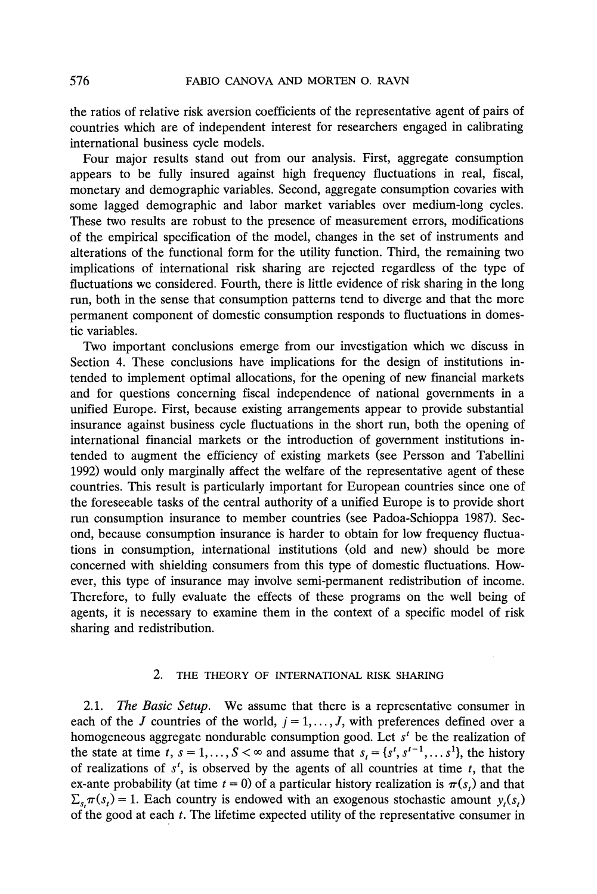the ratios of relative risk aversion coefficients of the representative agent of pairs of countries which are of independent interest for researchers engaged in calibrating international business cycle models.

Four major results stand out from our analysis. First, aggregate consumption appears to be fully insured against high frequency fluctuations in real, fiscal, monetary and demographic variables. Second, aggregate consumption covaries with some lagged demographic and labor market variables over medium-long cycles. These two results are robust to the presence of measurement errors, modifications of the empirical specification of the model, changes in the set of instruments and alterations of the functional form for the utility function. Third, the remaining two implications of international risk sharing are rejected regardless of the type of fluctuations we considered. Fourth, there is little evidence of risk sharing in the long run, both in the sense that consumption patterns tend to diverge and that the more permanent component of domestic consumption responds to fluctuations in domestic variables.

Two important conclusions emerge from our investigation which we discuss in Section 4. These conclusions have implications for the design of institutions intended to implement optimal allocations, for the opening of new financial markets and for questions concerning fiscal independence of national governments in a unified Europe. First, because existing arrangements appear to provide substantial insurance against business cycle fluctuations in the short run, both the opening of international financial markets or the introduction of government institutions intended to augment the efficiency of existing markets (see Persson and Tabellini 1992) would only marginally affect the welfare of the representative agent of these countries. This result is particularly important for European countries since one of the foreseeable tasks of the central authority of a unified Europe is to provide short run consumption insurance to member countries (see Padoa-Schioppa 1987). Second, because consumption insurance is harder to obtain for low frequency fluctuations in consumption, international institutions (old and new) should be more concerned with shielding consumers from this type of domestic fluctuations. However, this type of insurance may involve semi-permanent redistribution of income. Therefore, to fully evaluate the effects of these programs on the well being of agents, it is necessary to examine them in the context of a specific model of risk sharing and redistribution.

## 2. THE THEORY OF INTERNATIONAL RISK SHARING

2.1. *The Basic Setup.* We assume that there is a representative consumer in each of the $J$ countries of the world, $j = 1, \dots, J$, with preferences defined over a homogeneous aggregate nondurable consumption good. Let $s^t$ be the realization of the state at time $t$, $s = 1, \dots, S < \infty$ and assume that $s_t = \{s^t, s^{t-1}, \dots s^1\}$, the history of realizations of $s^t$, is observed by the agents of all countries at time $t$, that the ex-ante probability (at time $t = 0$) of a particular history realization is $\pi(s_t)$ and that $\Sigma_{s_t} \pi(s_t) = 1$. Each country is endowed with an exogenous stochastic amount $y_t(s_t)$ of the good at each $t$. The lifetime expected utility of the representative consumer in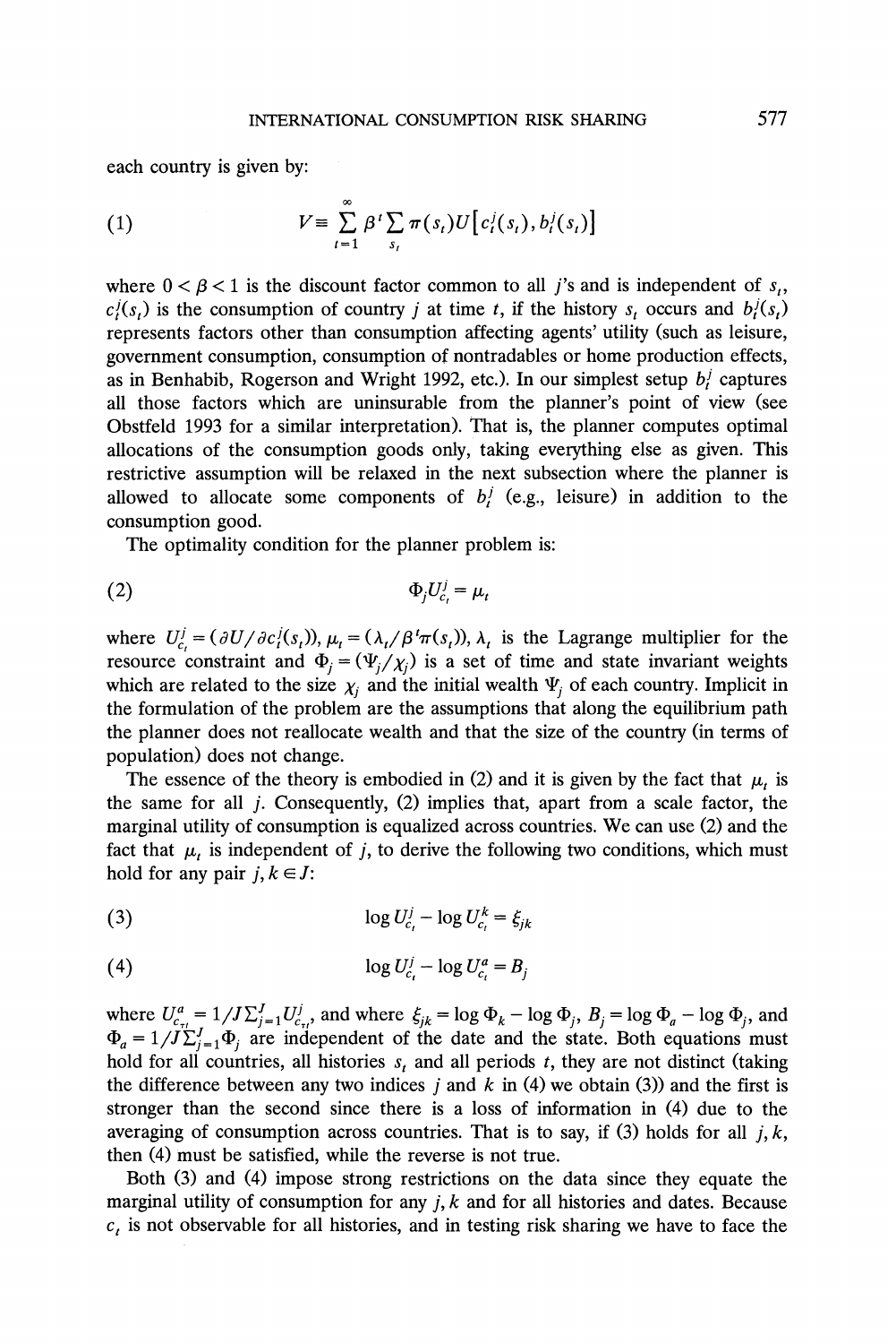each country is given by:

$$V \equiv \sum_{t=1}^{\infty} \beta^t \sum_{s_t} \pi(s_t) U\left[c_t^j(s_t), b_t^j(s_t)\right] \tag{1}$$

where $0 < \beta < 1$ is the discount factor common to all $j$'s and is independent of $s_t$, $c_t^j(s_t)$ is the consumption of country $j$ at time $t$, if the history $s_t$ occurs and $b_t^j(s_t)$ represents factors other than consumption affecting agents' utility (such as leisure, government consumption, consumption of nontradables or home production effects, as in Benhabib, Rogerson and Wright 1992, etc.). In our simplest setup $b_t^j$ captures all those factors which are uninsurable from the planner's point of view (see Obstfeld 1993 for a similar interpretation). That is, the planner computes optimal allocations of the consumption goods only, taking everything else as given. This restrictive assumption will be relaxed in the next subsection where the planner is allowed to allocate some components of $b_t^j$ (e.g., leisure) in addition to the consumption good.

The optimality condition for the planner problem is:

$$\Phi_j U_{c_t}^j = \mu_t \tag{2}$$

where $U_{c_t}^j = (\partial U / \partial c_t^j(s_t))$, $\mu_t = (\lambda_t / \beta^t \pi(s_t))$, $\lambda_t$ is the Lagrange multiplier for the resource constraint and $\Phi_j = (\Psi_j / \chi_j)$ is a set of time and state invariant weights which are related to the size $\chi_j$ and the initial wealth $\Psi_j$ of each country. Implicit in the formulation of the problem are the assumptions that along the equilibrium path the planner does not reallocate wealth and that the size of the country (in terms of population) does not change.

The essence of the theory is embodied in (2) and it is given by the fact that $\mu_t$ is the same for all $j$. Consequently, (2) implies that, apart from a scale factor, the marginal utility of consumption is equalized across countries. We can use (2) and the fact that $\mu_t$ is independent of $j$, to derive the following two conditions, which must hold for any pair $j, k \in J$:

$$\log U_{c_t}^j - \log U_{c_t}^k = \xi_{jk} \tag{3}$$

$$\log U_{c_t}^j - \log U_{c_t}^a = B_j \tag{4}$$

where $U_{c_{\tau t}}^a = 1/J \sum_{j=1}^J U_{c_{\tau t}}^j$, and where $\xi_{jk} = \log \Phi_k - \log \Phi_j$, $B_j = \log \Phi_a - \log \Phi_j$, and $\Phi_a = 1/J \sum_{j=1}^J \Phi_j$ are independent of the date and the state. Both equations must hold for all countries, all histories $s_t$ and all periods $t$, they are not distinct (taking the difference between any two indices $j$ and $k$ in (4) we obtain (3)) and the first is stronger than the second since there is a loss of information in (4) due to the averaging of consumption across countries. That is to say, if (3) holds for all $j, k$, then (4) must be satisfied, while the reverse is not true.

Both (3) and (4) impose strong restrictions on the data since they equate the marginal utility of consumption for any $j, k$ and for all histories and dates. Because $c_t$ is not observable for all histories, and in testing risk sharing we have to face the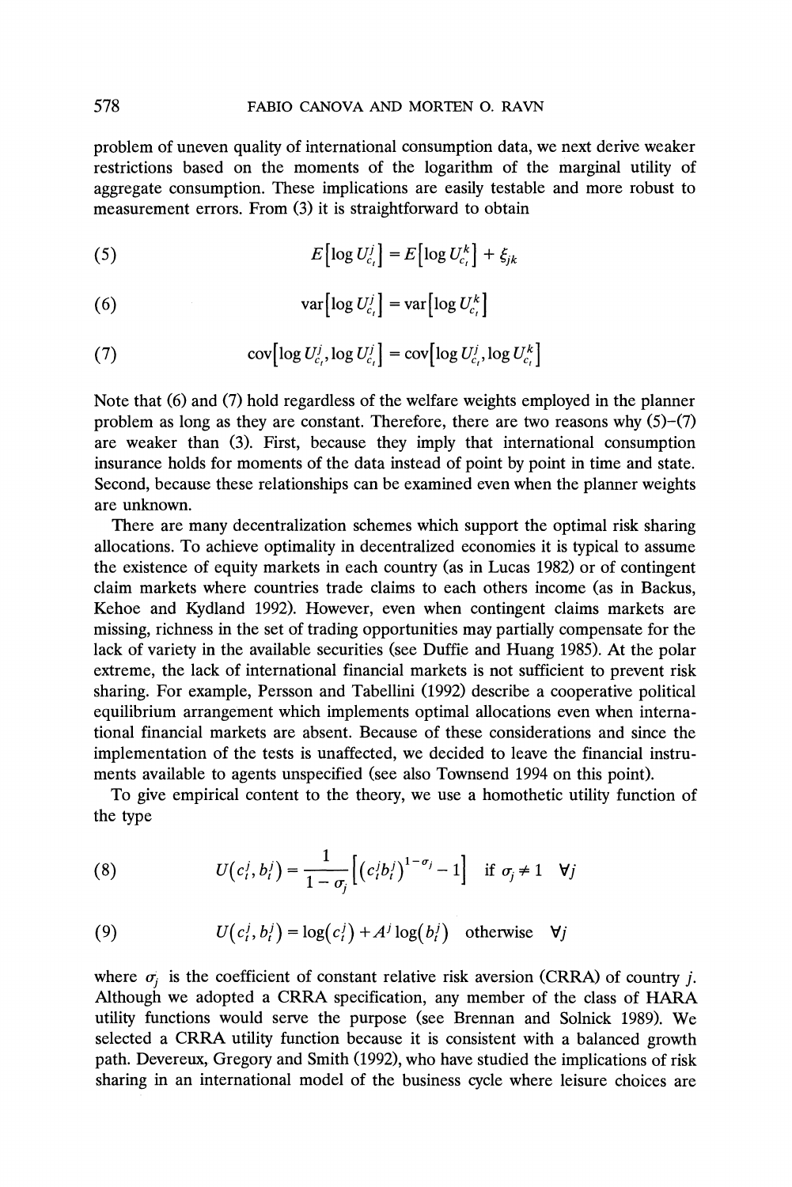problem of uneven quality of international consumption data, we next derive weaker restrictions based on the moments of the logarithm of the marginal utility of aggregate consumption. These implications are easily testable and more robust to measurement errors. From (3) it is straightforward to obtain

$$E\left[\log U_{c_t}^j\right] = E\left[\log U_{c_t}^k\right] + \xi_{jk} \tag{5}$$

$$\operatorname{var}\left[\log U_{c_t}^j\right] = \operatorname{var}\left[\log U_{c_t}^k\right] \tag{6}$$

$$\operatorname{cov}\left[\log U_{c_t}^j, \log U_{c_t}^i\right] = \operatorname{cov}\left[\log U_{c_t}^j, \log U_{c_t}^k\right] \tag{7}$$

Note that (6) and (7) hold regardless of the welfare weights employed in the planner problem as long as they are constant. Therefore, there are two reasons why (5)–(7) are weaker than (3). First, because they imply that international consumption insurance holds for moments of the data instead of point by point in time and state. Second, because these relationships can be examined even when the planner weights are unknown.

There are many decentralization schemes which support the optimal risk sharing allocations. To achieve optimality in decentralized economies it is typical to assume the existence of equity markets in each country (as in Lucas 1982) or of contingent claim markets where countries trade claims to each others income (as in Backus, Kehoe and Kydland 1992). However, even when contingent claims markets are missing, richness in the set of trading opportunities may partially compensate for the lack of variety in the available securities (see Duffie and Huang 1985). At the polar extreme, the lack of international financial markets is not sufficient to prevent risk sharing. For example, Persson and Tabellini (1992) describe a cooperative political equilibrium arrangement which implements optimal allocations even when international financial markets are absent. Because of these considerations and since the implementation of the tests is unaffected, we decided to leave the financial instruments available to agents unspecified (see also Townsend 1994 on this point).

To give empirical content to the theory, we use a homothetic utility function of the type

$$U\left(c_t^j, b_t^j\right) = \frac{1}{1-\sigma_j}\left[\left(c_t^j b_t^j\right)^{1-\sigma_j} - 1\right] \quad \text{if } \sigma_j \neq 1 \quad \forall j \tag{8}$$

$$U\left(c_t^j, b_t^j\right) = \log\left(c_t^j\right) + A^j \log\left(b_t^j\right) \quad \text{otherwise} \quad \forall j \tag{9}$$

where $\sigma_j$ is the coefficient of constant relative risk aversion (CRRA) of country $j$. Although we adopted a CRRA specification, any member of the class of HARA utility functions would serve the purpose (see Brennan and Solnick 1989). We selected a CRRA utility function because it is consistent with a balanced growth path. Devereux, Gregory and Smith (1992), who have studied the implications of risk sharing in an international model of the business cycle where leisure choices are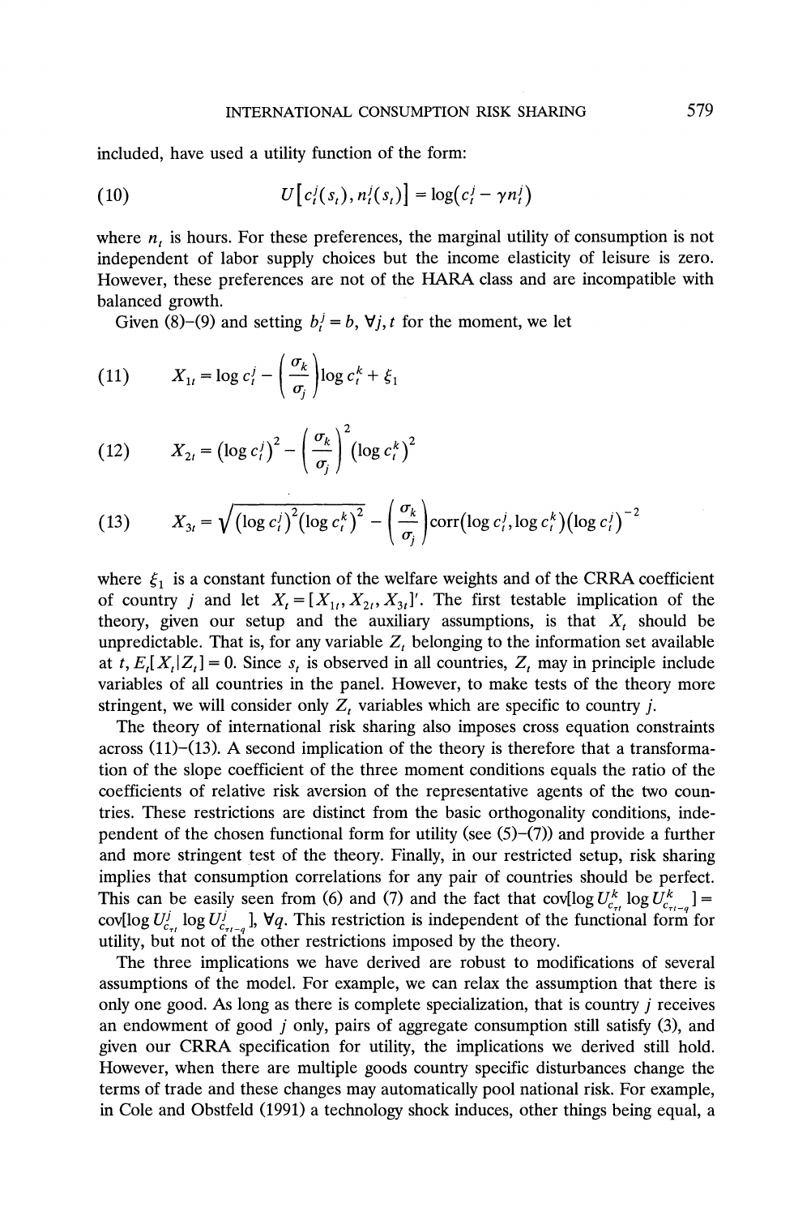included, have used a utility function of the form:

$$U\left[c_t^j(s_t), n_t^j(s_t)\right] = \log\left(c_t^j - \gamma n_t^j\right) \tag{10}$$

where $n_t$ is hours. For these preferences, the marginal utility of consumption is not independent of labor supply choices but the income elasticity of leisure is zero. However, these preferences are not of the HARA class and are incompatible with balanced growth.

Given (8)–(9) and setting $b_t^j = b$, $\forall j, t$ for the moment, we let

$$X_{1t} = \log c_t^j - \left(\frac{\sigma_k}{\sigma_j}\right)\log c_t^k + \xi_1 \tag{11}$$

$$X_{2t} = \left(\log c_t^j\right)^2 - \left(\frac{\sigma_k}{\sigma_j}\right)^2\left(\log c_t^k\right)^2 \tag{12}$$

$$X_{3t} = \sqrt{\left(\log c_t^j\right)^2\left(\log c_t^k\right)^2} - \left(\frac{\sigma_k}{\sigma_j}\right)\operatorname{corr}\left(\log c_t^j, \log c_t^k\right)\left(\log c_t^j\right)^{-2} \tag{13}$$

where $\xi_1$ is a constant function of the welfare weights and of the CRRA coefficient of country $j$ and let $X_t = [X_{1t}, X_{2t}, X_{3t}]'$. The first testable implication of the theory, given our setup and the auxiliary assumptions, is that $X_t$ should be unpredictable. That is, for any variable $Z_t$ belonging to the information set available at $t$, $E_t[X_t | Z_t] = 0$. Since $s_t$ is observed in all countries, $Z_t$ may in principle include variables of all countries in the panel. However, to make tests of the theory more stringent, we will consider only $Z_t$ variables which are specific to country $j$.

The theory of international risk sharing also imposes cross equation constraints across (11)–(13). A second implication of the theory is therefore that a transformation of the slope coefficient of the three moment conditions equals the ratio of the coefficients of relative risk aversion of the representative agents of the two countries. These restrictions are distinct from the basic orthogonality conditions, independent of the chosen functional form for utility (see (5)–(7)) and provide a further and more stringent test of the theory. Finally, in our restricted setup, risk sharing implies that consumption correlations for any pair of countries should be perfect. This can be easily seen from (6) and (7) and the fact that $\operatorname{cov}[\log U_{c_{\tau t}}^k \log U_{c_{\tau t-q}}^k] = \operatorname{cov}[\log U_{c_{\tau t}}^j \log U_{c_{\tau t-q}}^j]$, $\forall q$. This restriction is independent of the functional form for utility, but not of the other restrictions imposed by the theory.

The three implications we have derived are robust to modifications of several assumptions of the model. For example, we can relax the assumption that there is only one good. As long as there is complete specialization, that is country $j$ receives an endowment of good $j$ only, pairs of aggregate consumption still satisfy (3), and given our CRRA specification for utility, the implications we derived still hold. However, when there are multiple goods country specific disturbances change the terms of trade and these changes may automatically pool national risk. For example, in Cole and Obstfeld (1991) a technology shock induces, other things being equal, a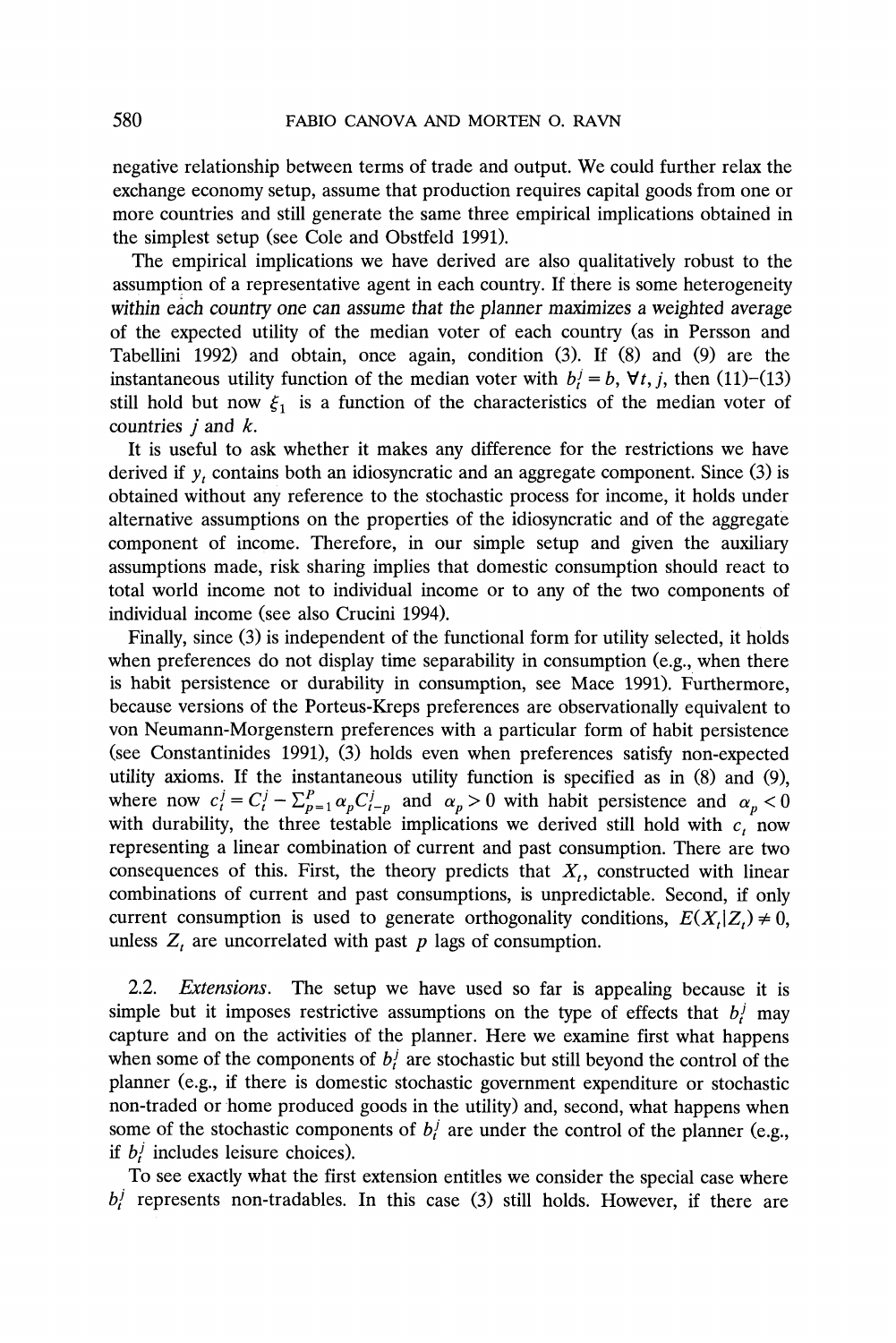negative relationship between terms of trade and output. We could further relax the exchange economy setup, assume that production requires capital goods from one or more countries and still generate the same three empirical implications obtained in the simplest setup (see Cole and Obstfeld 1991).

The empirical implications we have derived are also qualitatively robust to the assumption of a representative agent in each country. If there is some heterogeneity within each country one can assume that the planner maximizes a weighted average of the expected utility of the median voter of each country (as in Persson and Tabellini 1992) and obtain, once again, condition (3). If (8) and (9) are the instantaneous utility function of the median voter with $b_t^j = b$, $\forall t, j$, then (11)–(13) still hold but now $\xi_1$ is a function of the characteristics of the median voter of countries $j$ and $k$.

It is useful to ask whether it makes any difference for the restrictions we have derived if $y_t$ contains both an idiosyncratic and an aggregate component. Since (3) is obtained without any reference to the stochastic process for income, it holds under alternative assumptions on the properties of the idiosyncratic and of the aggregate component of income. Therefore, in our simple setup and given the auxiliary assumptions made, risk sharing implies that domestic consumption should react to total world income not to individual income or to any of the two components of individual income (see also Crucini 1994).

Finally, since (3) is independent of the functional form for utility selected, it holds when preferences do not display time separability in consumption (e.g., when there is habit persistence or durability in consumption, see Mace 1991). Furthermore, because versions of the Porteus-Kreps preferences are observationally equivalent to von Neumann-Morgenstern preferences with a particular form of habit persistence (see Constantinides 1991), (3) holds even when preferences satisfy non-expected utility axioms. If the instantaneous utility function is specified as in (8) and (9), where now $c_t^j = C_t^j - \sum_{p=1}^{P} \alpha_p C_{t-p}^j$ and $\alpha_p > 0$ with habit persistence and $\alpha_p < 0$ with durability, the three testable implications we derived still hold with $c_t$ now representing a linear combination of current and past consumption. There are two consequences of this. First, the theory predicts that $X_t$, constructed with linear combinations of current and past consumptions, is unpredictable. Second, if only current consumption is used to generate orthogonality conditions, $E(X_t|Z_t) \neq 0$, unless $Z_t$ are uncorrelated with past $p$ lags of consumption.

2.2. *Extensions.* The setup we have used so far is appealing because it is simple but it imposes restrictive assumptions on the type of effects that $b_t^j$ may capture and on the activities of the planner. Here we examine first what happens when some of the components of $b_t^j$ are stochastic but still beyond the control of the planner (e.g., if there is domestic stochastic government expenditure or stochastic non-traded or home produced goods in the utility) and, second, what happens when some of the stochastic components of $b_t^j$ are under the control of the planner (e.g., if $b_t^j$ includes leisure choices).

To see exactly what the first extension entitles we consider the special case where $b_t^j$ represents non-tradables. In this case (3) still holds. However, if there are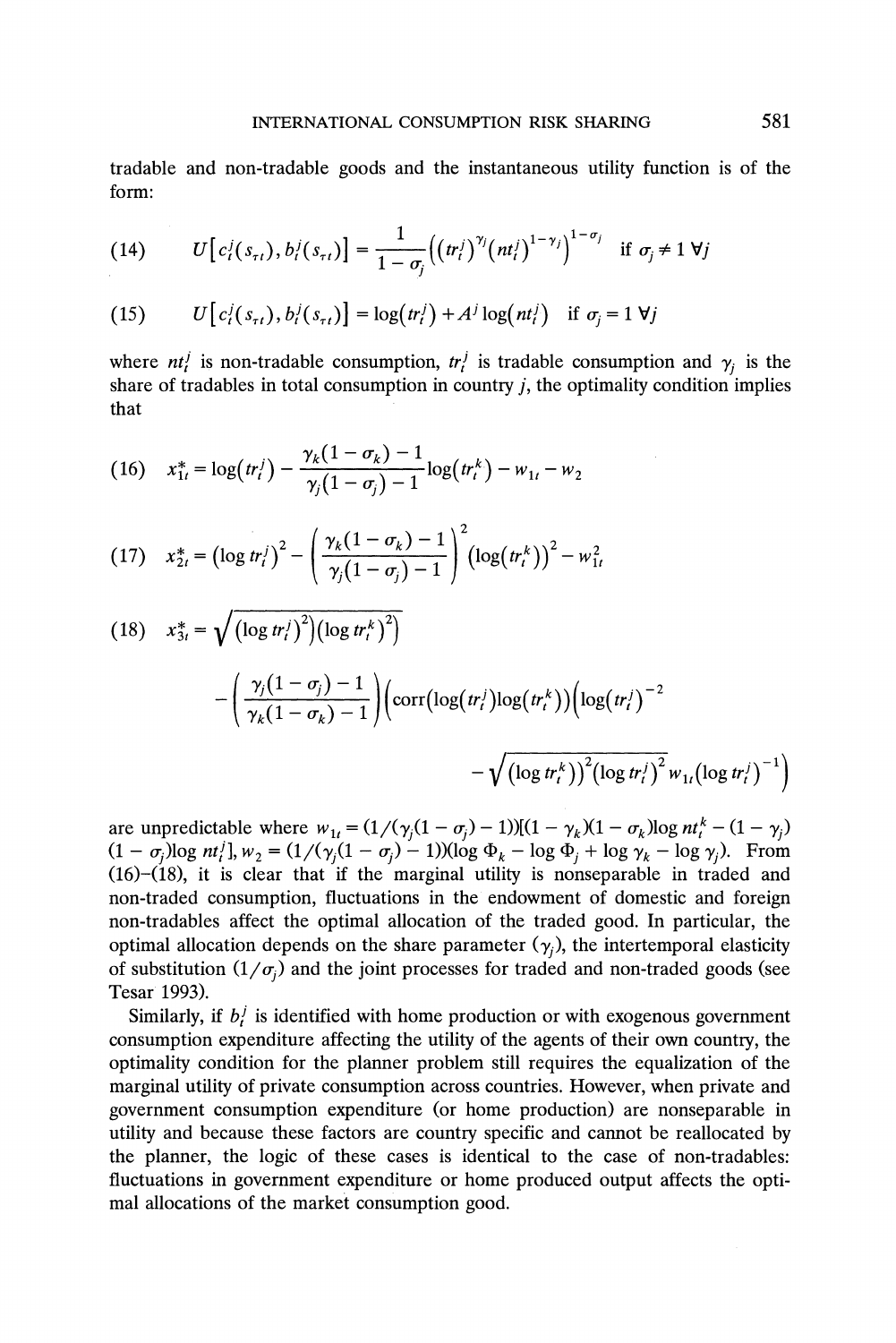tradable and non-tradable goods and the instantaneous utility function is of the form:

$$(14) \quad U\left[c_t^j(s_{\tau t}), b_t^j(s_{\tau t})\right] = \frac{1}{1-\sigma_j}\left(\left(tr_t^j\right)^{\gamma_j}\left(nt_t^j\right)^{1-\gamma_j}\right)^{1-\sigma_j} \quad \text{if } \sigma_j \neq 1 \ \forall j$$

$$(15) \quad U\left[c_t^j(s_{\tau t}), b_t^j(s_{\tau t})\right] = \log\left(tr_t^j\right) + A^j \log\left(nt_t^j\right) \quad \text{if } \sigma_j = 1 \ \forall j$$

where $nt_t^j$ is non-tradable consumption, $tr_t^j$ is tradable consumption and $\gamma_j$ is the share of tradables in total consumption in country $j$, the optimality condition implies that

$$(16) \quad x_{1t}^* = \log\left(tr_t^j\right) - \frac{\gamma_k(1-\sigma_k)-1}{\gamma_j(1-\sigma_j)-1}\log\left(tr_t^k\right) - w_{1t} - w_2$$

$$(17) \quad x_{2t}^* = \left(\log tr_t^j\right)^2 - \left(\frac{\gamma_k(1-\sigma_k)-1}{\gamma_j(1-\sigma_j)-1}\right)^2\left(\log\left(tr_t^k\right)\right)^2 - w_{1t}^2$$

$$(18) \quad x_{3t}^* = \sqrt{\left(\log tr_t^j\right)^2\left(\log tr_t^k\right)^2} - \left(\frac{\gamma_j(1-\sigma_j)-1}{\gamma_k(1-\sigma_k)-1}\right)\Big(\mathrm{corr}\left(\log\left(tr_t^j\right)\log\left(tr_t^k\right)\right)\left(\log\left(tr_t^j\right)\right)^{-2} - \sqrt{\left(\log tr_t^k\right)^2\left(\log tr_t^j\right)^2}\, w_{1t}\left(\log tr_t^j\right)^{-1}\Big)$$

are unpredictable where $w_{1t} = (1/(\gamma_j(1-\sigma_j)-1))[(1-\gamma_k)(1-\sigma_k)\log nt_t^k - (1-\gamma_j)(1-\sigma_j)\log nt_t^j]$, $w_2 = (1/(\gamma_j(1-\sigma_j)-1))(\log \Phi_k - \log \Phi_j + \log \gamma_k - \log \gamma_j)$. From (16)–(18), it is clear that if the marginal utility is nonseparable in traded and non-traded consumption, fluctuations in the endowment of domestic and foreign non-tradables affect the optimal allocation of the traded good. In particular, the optimal allocation depends on the share parameter ($\gamma_j$), the intertemporal elasticity of substitution ($1/\sigma_j$) and the joint processes for traded and non-traded goods (see Tesar 1993).

Similarly, if $b_t^j$ is identified with home production or with exogenous government consumption expenditure affecting the utility of the agents of their own country, the optimality condition for the planner problem still requires the equalization of the marginal utility of private consumption across countries. However, when private and government consumption expenditure (or home production) are nonseparable in utility and because these factors are country specific and cannot be reallocated by the planner, the logic of these cases is identical to the case of non-tradables: fluctuations in government expenditure or home produced output affects the optimal allocations of the market consumption good.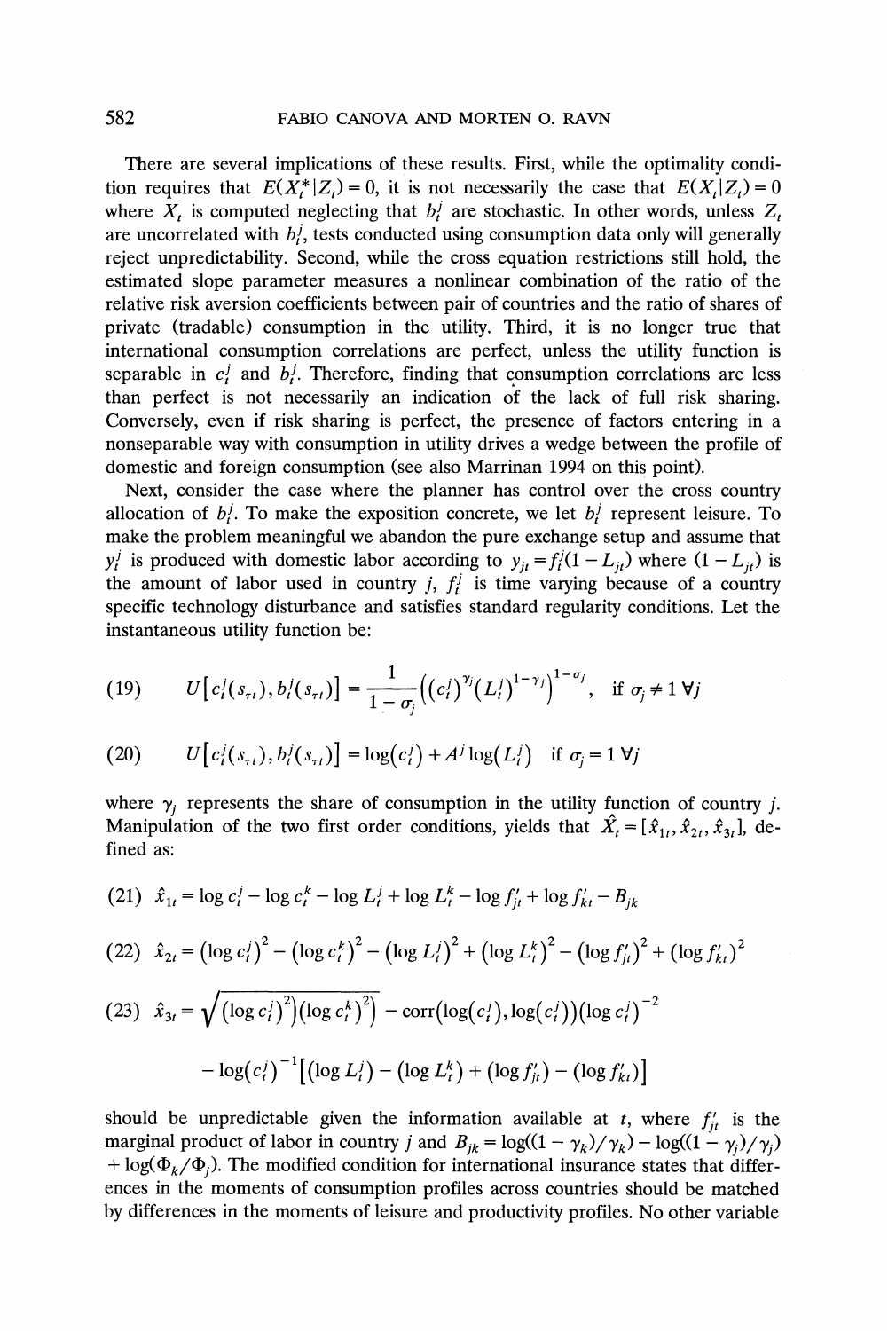There are several implications of these results. First, while the optimality condition requires that $E(X_t^*|Z_t) = 0$, it is not necessarily the case that $E(X_t|Z_t) = 0$ where $X_t$ is computed neglecting that $b_t^j$ are stochastic. In other words, unless $Z_t$ are uncorrelated with $b_t^j$, tests conducted using consumption data only will generally reject unpredictability. Second, while the cross equation restrictions still hold, the estimated slope parameter measures a nonlinear combination of the ratio of the relative risk aversion coefficients between pair of countries and the ratio of shares of private (tradable) consumption in the utility. Third, it is no longer true that international consumption correlations are perfect, unless the utility function is separable in $c_t^j$ and $b_t^j$. Therefore, finding that consumption correlations are less than perfect is not necessarily an indication of the lack of full risk sharing. Conversely, even if risk sharing is perfect, the presence of factors entering in a nonseparable way with consumption in utility drives a wedge between the profile of domestic and foreign consumption (see also Marrinan 1994 on this point).

Next, consider the case where the planner has control over the cross country allocation of $b_t^j$. To make the exposition concrete, we let $b_t^j$ represent leisure. To make the problem meaningful we abandon the pure exchange setup and assume that $y_t^j$ is produced with domestic labor according to $y_{jt} = f_t^j(1 - L_{jt})$ where $(1 - L_{jt})$ is the amount of labor used in country $j$, $f_t^j$ is time varying because of a country specific technology disturbance and satisfies standard regularity conditions. Let the instantaneous utility function be:

$$U\left[c_t^j(s_{\tau t}), b_t^j(s_{\tau t})\right] = \frac{1}{1-\sigma_j}\left((c_t^j)^{\gamma_j}(L_t^j)^{1-\gamma_j}\right)^{1-\sigma_j}, \quad \text{if } \sigma_j \neq 1\ \forall j \tag{19}$$

$$U\left[c_t^j(s_{\tau t}), b_t^j(s_{\tau t})\right] = \log(c_t^j) + A^j \log(L_t^j) \quad \text{if } \sigma_j = 1\ \forall j \tag{20}$$

where $\gamma_j$ represents the share of consumption in the utility function of country $j$. Manipulation of the two first order conditions, yields that $\hat{X}_t = [\hat{x}_{1t}, \hat{x}_{2t}, \hat{x}_{3t}]$, defined as:

$$\hat{x}_{1t} = \log c_t^j - \log c_t^k - \log L_t^j + \log L_t^k - \log f_{jt}' + \log f_{kt}' - B_{jk} \tag{21}$$

$$\hat{x}_{2t} = (\log c_t^j)^2 - (\log c_t^k)^2 - (\log L_t^j)^2 + (\log L_t^k)^2 - (\log f_{jt}')^2 + (\log f_{kt}')^2 \tag{22}$$

$$\begin{aligned} \hat{x}_{3t} = {} & \sqrt{(\log c_t^j)^2)(\log c_t^k)^2)} - \operatorname{corr}(\log(c_t^j), \log(c_t^j))(\log c_t^j)^{-2} \\ & - \log(c_t^j)^{-1}\left[(\log L_t^j) - (\log L_t^k) + (\log f_{jt}') - (\log f_{kt}')\right] \end{aligned} \tag{23}$$

should be unpredictable given the information available at $t$, where $f_{jt}'$ is the marginal product of labor in country $j$ and $B_{jk} = \log((1-\gamma_k)/\gamma_k) - \log((1-\gamma_j)/\gamma_j) + \log(\Phi_k/\Phi_j)$. The modified condition for international insurance states that differences in the moments of consumption profiles across countries should be matched by differences in the moments of leisure and productivity profiles. No other variable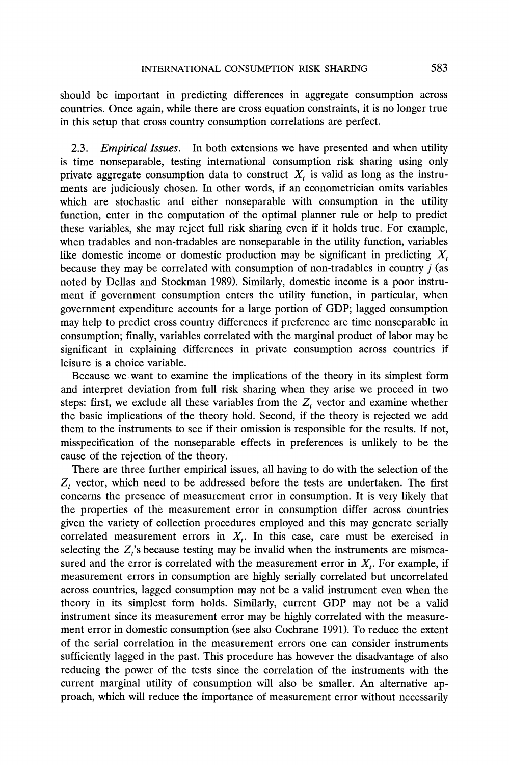should be important in predicting differences in aggregate consumption across countries. Once again, while there are cross equation constraints, it is no longer true in this setup that cross country consumption correlations are perfect.

2.3. *Empirical Issues*. In both extensions we have presented and when utility is time nonseparable, testing international consumption risk sharing using only private aggregate consumption data to construct $X_t$ is valid as long as the instruments are judiciously chosen. In other words, if an econometrician omits variables which are stochastic and either nonseparable with consumption in the utility function, enter in the computation of the optimal planner rule or help to predict these variables, she may reject full risk sharing even if it holds true. For example, when tradables and non-tradables are nonseparable in the utility function, variables like domestic income or domestic production may be significant in predicting $X_t$ because they may be correlated with consumption of non-tradables in country $j$ (as noted by Dellas and Stockman 1989). Similarly, domestic income is a poor instrument if government consumption enters the utility function, in particular, when government expenditure accounts for a large portion of GDP; lagged consumption may help to predict cross country differences if preference are time nonseparable in consumption; finally, variables correlated with the marginal product of labor may be significant in explaining differences in private consumption across countries if leisure is a choice variable.

Because we want to examine the implications of the theory in its simplest form and interpret deviation from full risk sharing when they arise we proceed in two steps: first, we exclude all these variables from the $Z_t$ vector and examine whether the basic implications of the theory hold. Second, if the theory is rejected we add them to the instruments to see if their omission is responsible for the results. If not, misspecification of the nonseparable effects in preferences is unlikely to be the cause of the rejection of the theory.

There are three further empirical issues, all having to do with the selection of the $Z_t$ vector, which need to be addressed before the tests are undertaken. The first concerns the presence of measurement error in consumption. It is very likely that the properties of the measurement error in consumption differ across countries given the variety of collection procedures employed and this may generate serially correlated measurement errors in $X_t$. In this case, care must be exercised in selecting the $Z_t$'s because testing may be invalid when the instruments are mismeasured and the error is correlated with the measurement error in $X_t$. For example, if measurement errors in consumption are highly serially correlated but uncorrelated across countries, lagged consumption may not be a valid instrument even when the theory in its simplest form holds. Similarly, current GDP may not be a valid instrument since its measurement error may be highly correlated with the measurement error in domestic consumption (see also Cochrane 1991). To reduce the extent of the serial correlation in the measurement errors one can consider instruments sufficiently lagged in the past. This procedure has however the disadvantage of also reducing the power of the tests since the correlation of the instruments with the current marginal utility of consumption will also be smaller. An alternative approach, which will reduce the importance of measurement error without necessarily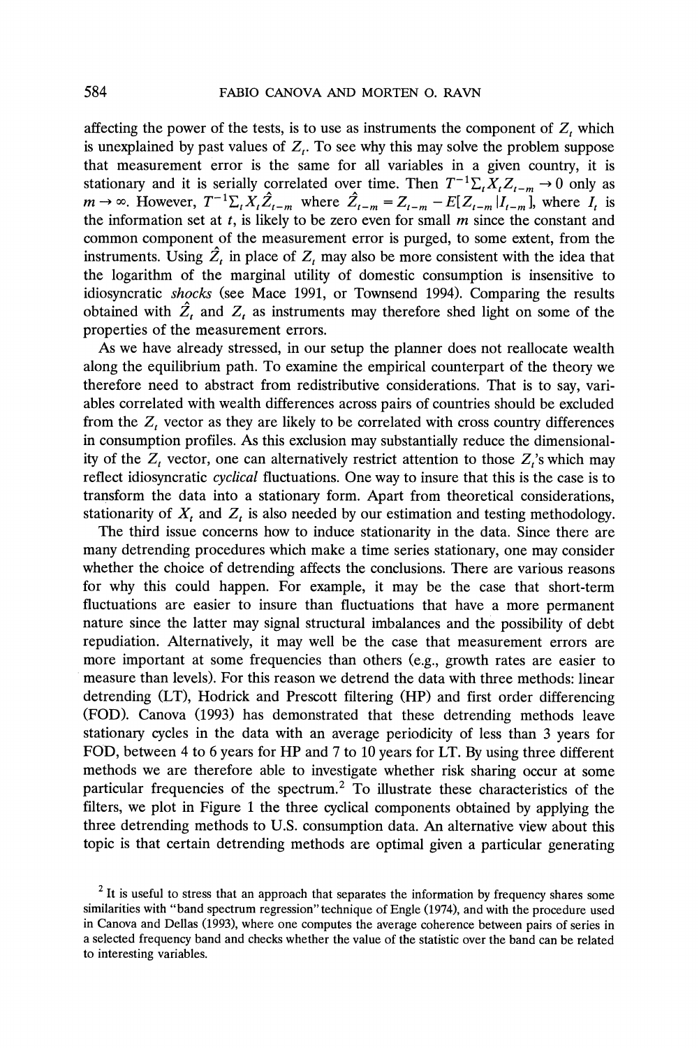affecting the power of the tests, is to use as instruments the component of $Z_t$ which is unexplained by past values of $Z_t$. To see why this may solve the problem suppose that measurement error is the same for all variables in a given country, it is stationary and it is serially correlated over time. Then $T^{-1}\Sigma_t X_t Z_{t-m} \to 0$ only as $m \to \infty$. However, $T^{-1}\Sigma_t X_t \hat{Z}_{t-m}$ where $\hat{Z}_{t-m} = Z_{t-m} - E[Z_{t-m} | I_{t-m}]$, where $I_t$ is the information set at $t$, is likely to be zero even for small $m$ since the constant and common component of the measurement error is purged, to some extent, from the instruments. Using $\hat{Z}_t$ in place of $Z_t$ may also be more consistent with the idea that the logarithm of the marginal utility of domestic consumption is insensitive to idiosyncratic *shocks* (see Mace 1991, or Townsend 1994). Comparing the results obtained with $\hat{Z}_t$ and $Z_t$ as instruments may therefore shed light on some of the properties of the measurement errors.

As we have already stressed, in our setup the planner does not reallocate wealth along the equilibrium path. To examine the empirical counterpart of the theory we therefore need to abstract from redistributive considerations. That is to say, variables correlated with wealth differences across pairs of countries should be excluded from the $Z_t$ vector as they are likely to be correlated with cross country differences in consumption profiles. As this exclusion may substantially reduce the dimensionality of the $Z_t$ vector, one can alternatively restrict attention to those $Z_t$'s which may reflect idiosyncratic *cyclical* fluctuations. One way to insure that this is the case is to transform the data into a stationary form. Apart from theoretical considerations, stationarity of $X_t$ and $Z_t$ is also needed by our estimation and testing methodology.

The third issue concerns how to induce stationarity in the data. Since there are many detrending procedures which make a time series stationary, one may consider whether the choice of detrending affects the conclusions. There are various reasons for why this could happen. For example, it may be the case that short-term fluctuations are easier to insure than fluctuations that have a more permanent nature since the latter may signal structural imbalances and the possibility of debt repudiation. Alternatively, it may well be the case that measurement errors are more important at some frequencies than others (e.g., growth rates are easier to measure than levels). For this reason we detrend the data with three methods: linear detrending (LT), Hodrick and Prescott filtering (HP) and first order differencing (FOD). Canova (1993) has demonstrated that these detrending methods leave stationary cycles in the data with an average periodicity of less than 3 years for FOD, between 4 to 6 years for HP and 7 to 10 years for LT. By using three different methods we are therefore able to investigate whether risk sharing occur at some particular frequencies of the spectrum.[2] To illustrate these characteristics of the filters, we plot in Figure 1 the three cyclical components obtained by applying the three detrending methods to U.S. consumption data. An alternative view about this topic is that certain detrending methods are optimal given a particular generating

[2] It is useful to stress that an approach that separates the information by frequency shares some similarities with "band spectrum regression" technique of Engle (1974), and with the procedure used in Canova and Dellas (1993), where one computes the average coherence between pairs of series in a selected frequency band and checks whether the value of the statistic over the band can be related to interesting variables.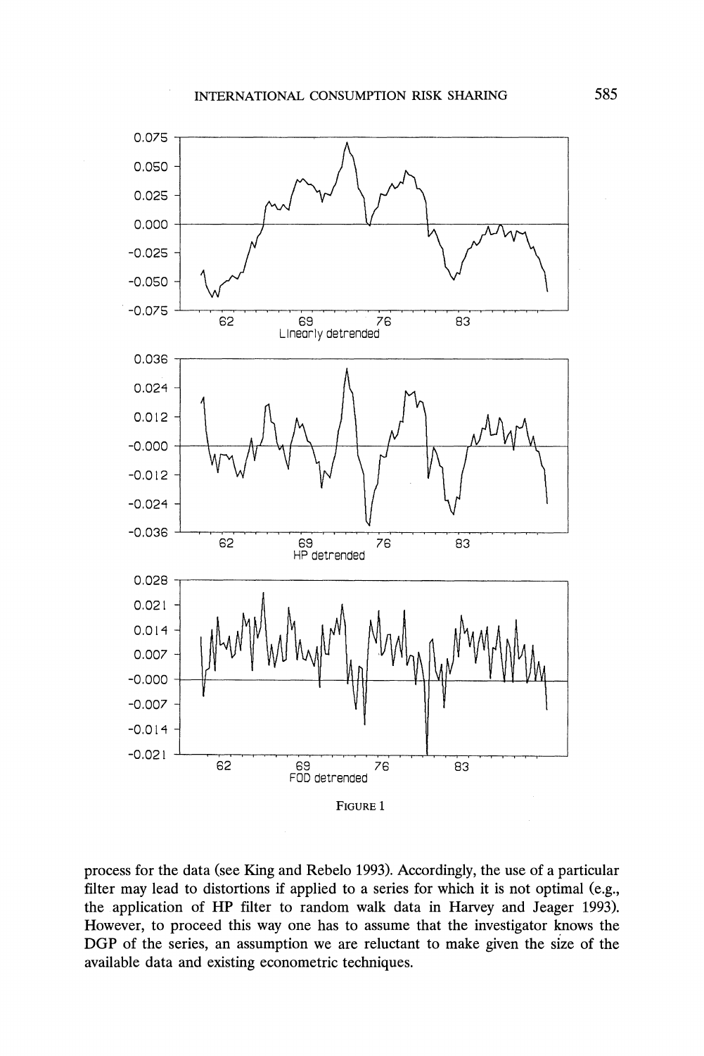FIGURE 1

process for the data (see King and Rebelo 1993). Accordingly, the use of a particular filter may lead to distortions if applied to a series for which it is not optimal (e.g., the application of HP filter to random walk data in Harvey and Jeager 1993). However, to proceed this way one has to assume that the investigator knows the DGP of the series, an assumption we are reluctant to make given the size of the available data and existing econometric techniques.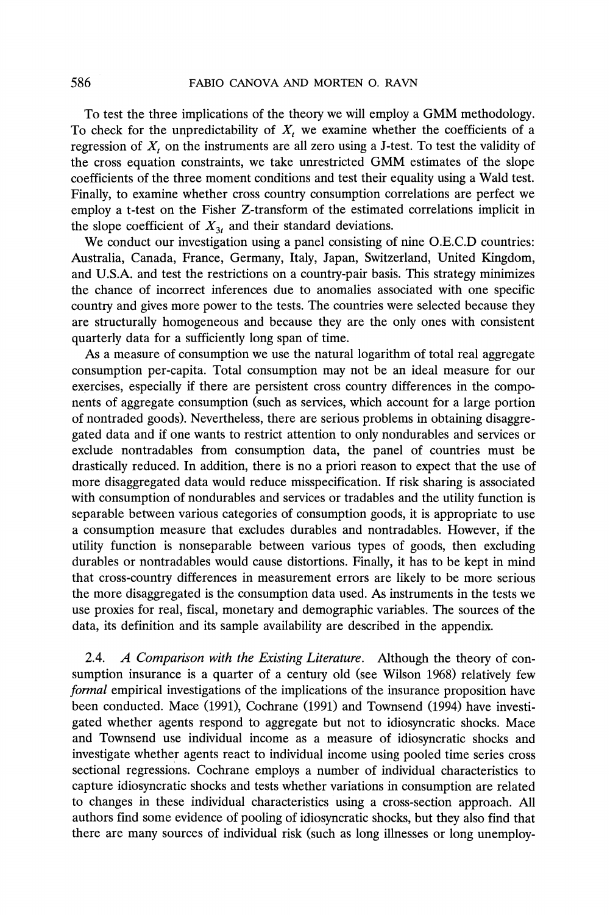To test the three implications of the theory we will employ a GMM methodology. To check for the unpredictability of $X_t$ we examine whether the coefficients of a regression of $X_t$ on the instruments are all zero using a J-test. To test the validity of the cross equation constraints, we take unrestricted GMM estimates of the slope coefficients of the three moment conditions and test their equality using a Wald test. Finally, to examine whether cross country consumption correlations are perfect we employ a t-test on the Fisher Z-transform of the estimated correlations implicit in the slope coefficient of $X_{3t}$ and their standard deviations.

We conduct our investigation using a panel consisting of nine O.E.C.D countries: Australia, Canada, France, Germany, Italy, Japan, Switzerland, United Kingdom, and U.S.A. and test the restrictions on a country-pair basis. This strategy minimizes the chance of incorrect inferences due to anomalies associated with one specific country and gives more power to the tests. The countries were selected because they are structurally homogeneous and because they are the only ones with consistent quarterly data for a sufficiently long span of time.

As a measure of consumption we use the natural logarithm of total real aggregate consumption per-capita. Total consumption may not be an ideal measure for our exercises, especially if there are persistent cross country differences in the components of aggregate consumption (such as services, which account for a large portion of nontraded goods). Nevertheless, there are serious problems in obtaining disaggregated data and if one wants to restrict attention to only nondurables and services or exclude nontradables from consumption data, the panel of countries must be drastically reduced. In addition, there is no a priori reason to expect that the use of more disaggregated data would reduce misspecification. If risk sharing is associated with consumption of nondurables and services or tradables and the utility function is separable between various categories of consumption goods, it is appropriate to use a consumption measure that excludes durables and nontradables. However, if the utility function is nonseparable between various types of goods, then excluding durables or nontradables would cause distortions. Finally, it has to be kept in mind that cross-country differences in measurement errors are likely to be more serious the more disaggregated is the consumption data used. As instruments in the tests we use proxies for real, fiscal, monetary and demographic variables. The sources of the data, its definition and its sample availability are described in the appendix.

2.4. *A Comparison with the Existing Literature.* Although the theory of consumption insurance is a quarter of a century old (see Wilson 1968) relatively few *formal* empirical investigations of the implications of the insurance proposition have been conducted. Mace (1991), Cochrane (1991) and Townsend (1994) have investigated whether agents respond to aggregate but not to idiosyncratic shocks. Mace and Townsend use individual income as a measure of idiosyncratic shocks and investigate whether agents react to individual income using pooled time series cross sectional regressions. Cochrane employs a number of individual characteristics to capture idiosyncratic shocks and tests whether variations in consumption are related to changes in these individual characteristics using a cross-section approach. All authors find some evidence of pooling of idiosyncratic shocks, but they also find that there are many sources of individual risk (such as long illnesses or long unemploy-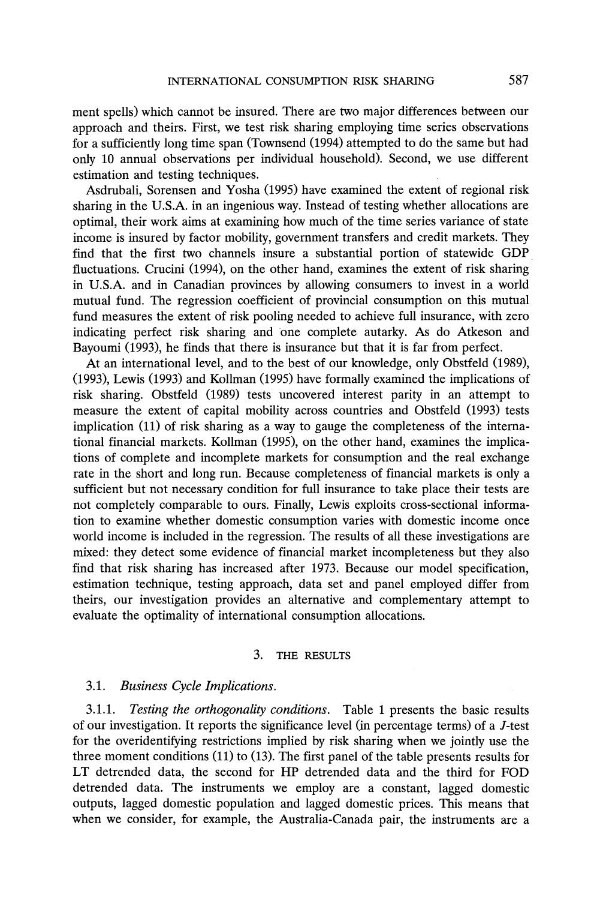ment spells) which cannot be insured. There are two major differences between our approach and theirs. First, we test risk sharing employing time series observations for a sufficiently long time span (Townsend (1994) attempted to do the same but had only 10 annual observations per individual household). Second, we use different estimation and testing techniques.

Asdrubali, Sorensen and Yosha (1995) have examined the extent of regional risk sharing in the U.S.A. in an ingenious way. Instead of testing whether allocations are optimal, their work aims at examining how much of the time series variance of state income is insured by factor mobility, government transfers and credit markets. They find that the first two channels insure a substantial portion of statewide GDP fluctuations. Crucini (1994), on the other hand, examines the extent of risk sharing in U.S.A. and in Canadian provinces by allowing consumers to invest in a world mutual fund. The regression coefficient of provincial consumption on this mutual fund measures the extent of risk pooling needed to achieve full insurance, with zero indicating perfect risk sharing and one complete autarky. As do Atkeson and Bayoumi (1993), he finds that there is insurance but that it is far from perfect.

At an international level, and to the best of our knowledge, only Obstfeld (1989), (1993), Lewis (1993) and Kollman (1995) have formally examined the implications of risk sharing. Obstfeld (1989) tests uncovered interest parity in an attempt to measure the extent of capital mobility across countries and Obstfeld (1993) tests implication (11) of risk sharing as a way to gauge the completeness of the international financial markets. Kollman (1995), on the other hand, examines the implications of complete and incomplete markets for consumption and the real exchange rate in the short and long run. Because completeness of financial markets is only a sufficient but not necessary condition for full insurance to take place their tests are not completely comparable to ours. Finally, Lewis exploits cross-sectional information to examine whether domestic consumption varies with domestic income once world income is included in the regression. The results of all these investigations are mixed: they detect some evidence of financial market incompleteness but they also find that risk sharing has increased after 1973. Because our model specification, estimation technique, testing approach, data set and panel employed differ from theirs, our investigation provides an alternative and complementary attempt to evaluate the optimality of international consumption allocations.

## 3. THE RESULTS

### 3.1. *Business Cycle Implications.*

3.1.1. *Testing the orthogonality conditions.* Table 1 presents the basic results of our investigation. It reports the significance level (in percentage terms) of a *J*-test for the overidentifying restrictions implied by risk sharing when we jointly use the three moment conditions (11) to (13). The first panel of the table presents results for LT detrended data, the second for HP detrended data and the third for FOD detrended data. The instruments we employ are a constant, lagged domestic outputs, lagged domestic population and lagged domestic prices. This means that when we consider, for example, the Australia-Canada pair, the instruments are a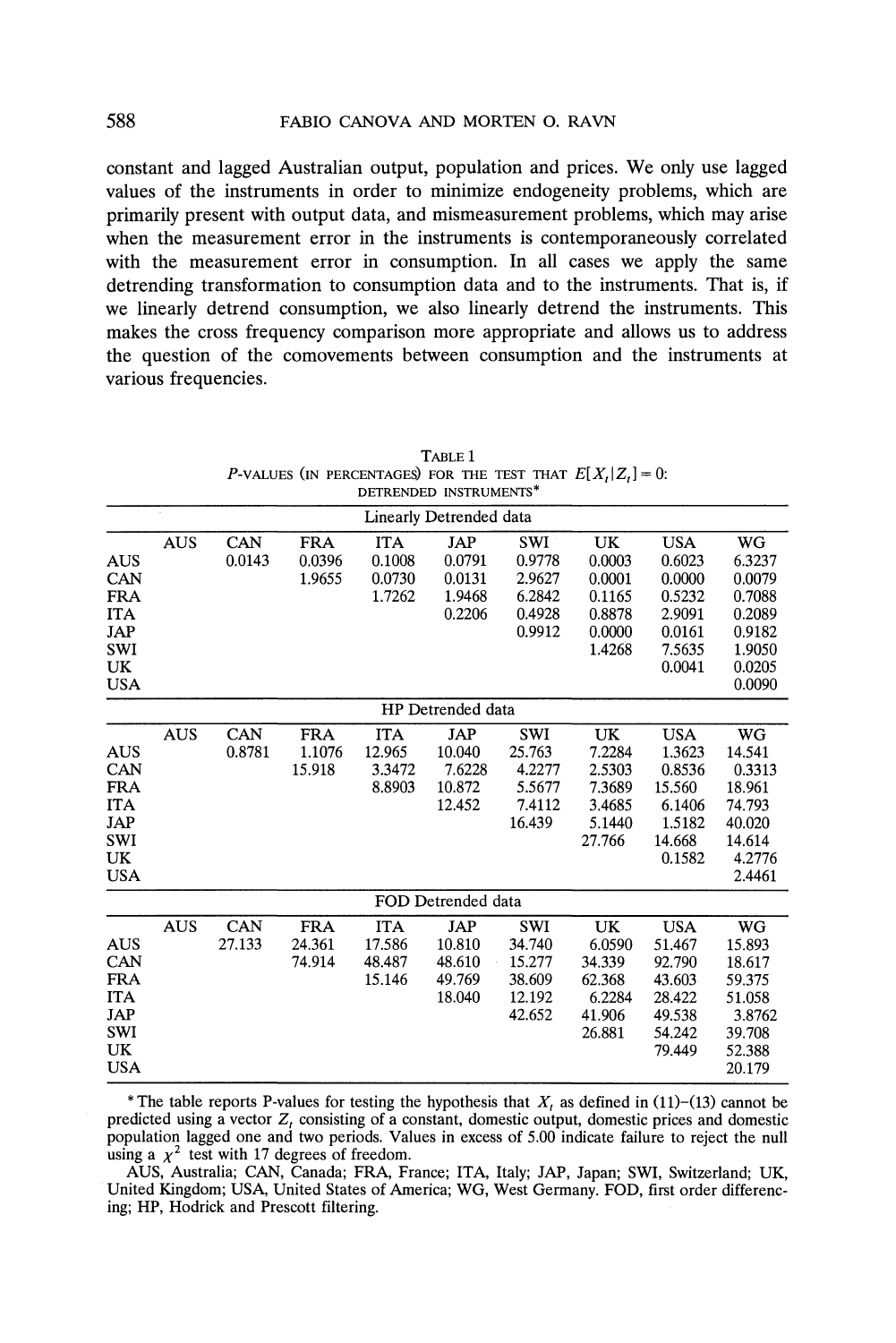constant and lagged Australian output, population and prices. We only use lagged values of the instruments in order to minimize endogeneity problems, which are primarily present with output data, and mismeasurement problems, which may arise when the measurement error in the instruments is contemporaneously correlated with the measurement error in consumption. In all cases we apply the same detrending transformation to consumption data and to the instruments. That is, if we linearly detrend consumption, we also linearly detrend the instruments. This makes the cross frequency comparison more appropriate and allows us to address the question of the comovements between consumption and the instruments at various frequencies.

TABLE 1
P-VALUES (IN PERCENTAGES) FOR THE TEST THAT $E[X_t | Z_t] = 0$:
DETRENDED INSTRUMENTS*

| | AUS | CAN | FRA | ITA | JAP | SWI | UK | USA | WG |
|---|---|---|---|---|---|---|---|---|---|
| **Linearly Detrended data** | | | | | | | | | |
| AUS | | 0.0143 | 0.0396 | 0.1008 | 0.0791 | 0.9778 | 0.0003 | 0.6023 | 6.3237 |
| CAN | | | 1.9655 | 0.0730 | 0.0131 | 2.9627 | 0.0001 | 0.0000 | 0.0079 |
| FRA | | | | 1.7262 | 1.9468 | 6.2842 | 0.1165 | 0.5232 | 0.7088 |
| ITA | | | | | 0.2206 | 0.4928 | 0.8878 | 2.9091 | 0.2089 |
| JAP | | | | | | 0.9912 | 0.0000 | 0.0161 | 0.9182 |
| SWI | | | | | | | 1.4268 | 7.5635 | 1.9050 |
| UK | | | | | | | | 0.0041 | 0.0205 |
| USA | | | | | | | | | 0.0090 |
| **HP Detrended data** | | | | | | | | | |
| AUS | | 0.8781 | 1.1076 | 12.965 | 10.040 | 25.763 | 7.2284 | 1.3623 | 14.541 |
| CAN | | | 15.918 | 3.3472 | 7.6228 | 4.2277 | 2.5303 | 0.8536 | 0.3313 |
| FRA | | | | 8.8903 | 10.872 | 5.5677 | 7.3689 | 15.560 | 18.961 |
| ITA | | | | | 12.452 | 7.4112 | 3.4685 | 6.1406 | 74.793 |
| JAP | | | | | | 16.439 | 5.1440 | 1.5182 | 40.020 |
| SWI | | | | | | | 27.766 | 14.668 | 14.614 |
| UK | | | | | | | | 0.1582 | 4.2776 |
| USA | | | | | | | | | 2.4461 |
| **FOD Detrended data** | | | | | | | | | |
| AUS | | 27.133 | 24.361 | 17.586 | 10.810 | 34.740 | 6.0590 | 51.467 | 15.893 |
| CAN | | | 74.914 | 48.487 | 48.610 | 15.277 | 34.339 | 92.790 | 18.617 |
| FRA | | | | 15.146 | 49.769 | 38.609 | 62.368 | 43.603 | 59.375 |
| ITA | | | | | 18.040 | 12.192 | 6.2284 | 28.422 | 51.058 |
| JAP | | | | | | 42.652 | 41.906 | 49.538 | 3.8762 |
| SWI | | | | | | | 26.881 | 54.242 | 39.708 |
| UK | | | | | | | | 79.449 | 52.388 |
| USA | | | | | | | | | 20.179 |

\* The table reports P-values for testing the hypothesis that $X_t$ as defined in (11)–(13) cannot be predicted using a vector $Z_t$ consisting of a constant, domestic output, domestic prices and domestic population lagged one and two periods. Values in excess of 5.00 indicate failure to reject the null using a $\chi^2$ test with 17 degrees of freedom.

AUS, Australia; CAN, Canada; FRA, France; ITA, Italy; JAP, Japan; SWI, Switzerland; UK, United Kingdom; USA, United States of America; WG, West Germany. FOD, first order differencing; HP, Hodrick and Prescott filtering.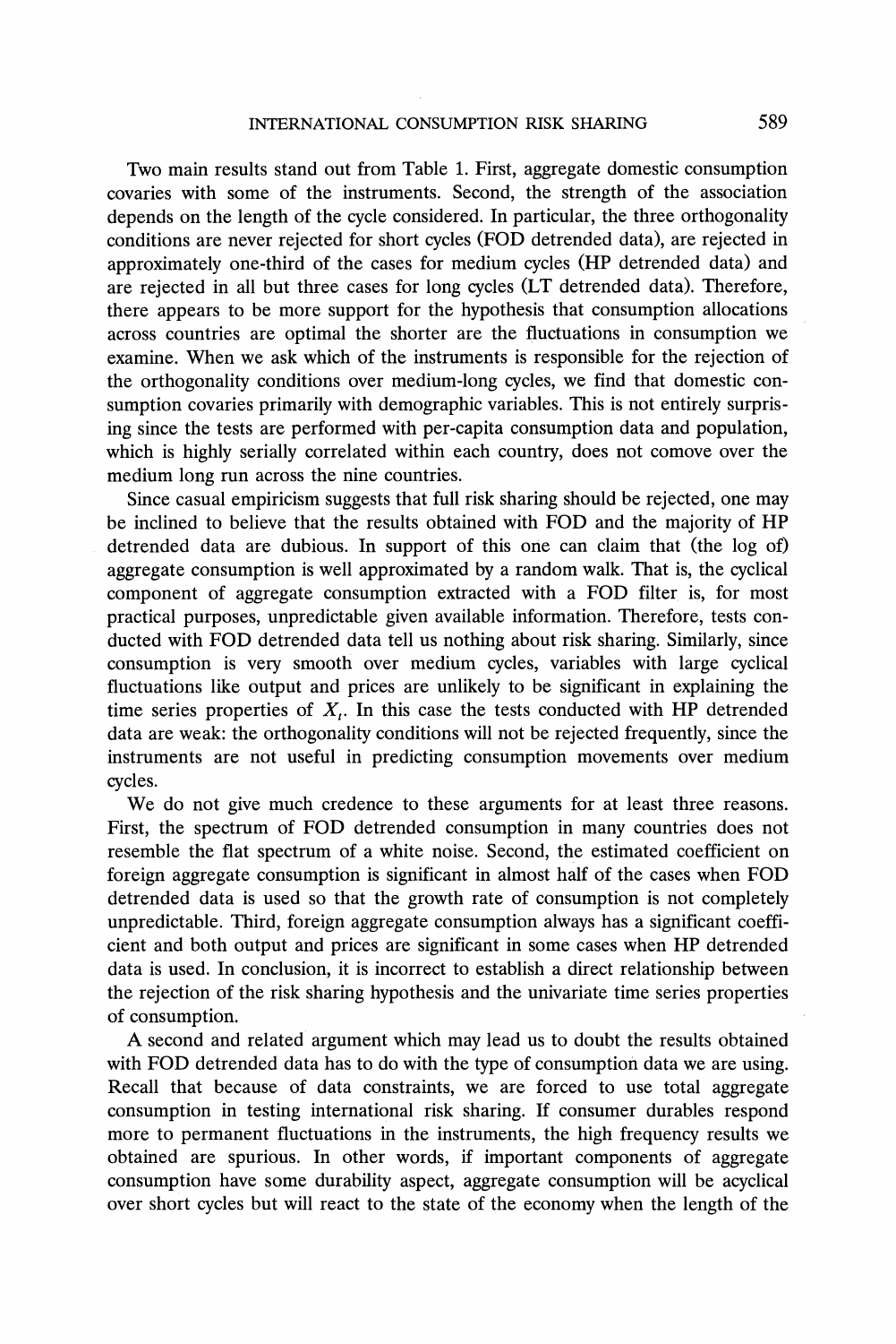Two main results stand out from Table 1. First, aggregate domestic consumption covaries with some of the instruments. Second, the strength of the association depends on the length of the cycle considered. In particular, the three orthogonality conditions are never rejected for short cycles (FOD detrended data), are rejected in approximately one-third of the cases for medium cycles (HP detrended data) and are rejected in all but three cases for long cycles (LT detrended data). Therefore, there appears to be more support for the hypothesis that consumption allocations across countries are optimal the shorter are the fluctuations in consumption we examine. When we ask which of the instruments is responsible for the rejection of the orthogonality conditions over medium-long cycles, we find that domestic consumption covaries primarily with demographic variables. This is not entirely surprising since the tests are performed with per-capita consumption data and population, which is highly serially correlated within each country, does not comove over the medium long run across the nine countries.

Since casual empiricism suggests that full risk sharing should be rejected, one may be inclined to believe that the results obtained with FOD and the majority of HP detrended data are dubious. In support of this one can claim that (the log of) aggregate consumption is well approximated by a random walk. That is, the cyclical component of aggregate consumption extracted with a FOD filter is, for most practical purposes, unpredictable given available information. Therefore, tests conducted with FOD detrended data tell us nothing about risk sharing. Similarly, since consumption is very smooth over medium cycles, variables with large cyclical fluctuations like output and prices are unlikely to be significant in explaining the time series properties of $X_t$. In this case the tests conducted with HP detrended data are weak: the orthogonality conditions will not be rejected frequently, since the instruments are not useful in predicting consumption movements over medium cycles.

We do not give much credence to these arguments for at least three reasons. First, the spectrum of FOD detrended consumption in many countries does not resemble the flat spectrum of a white noise. Second, the estimated coefficient on foreign aggregate consumption is significant in almost half of the cases when FOD detrended data is used so that the growth rate of consumption is not completely unpredictable. Third, foreign aggregate consumption always has a significant coefficient and both output and prices are significant in some cases when HP detrended data is used. In conclusion, it is incorrect to establish a direct relationship between the rejection of the risk sharing hypothesis and the univariate time series properties of consumption.

A second and related argument which may lead us to doubt the results obtained with FOD detrended data has to do with the type of consumption data we are using. Recall that because of data constraints, we are forced to use total aggregate consumption in testing international risk sharing. If consumer durables respond more to permanent fluctuations in the instruments, the high frequency results we obtained are spurious. In other words, if important components of aggregate consumption have some durability aspect, aggregate consumption will be acyclical over short cycles but will react to the state of the economy when the length of the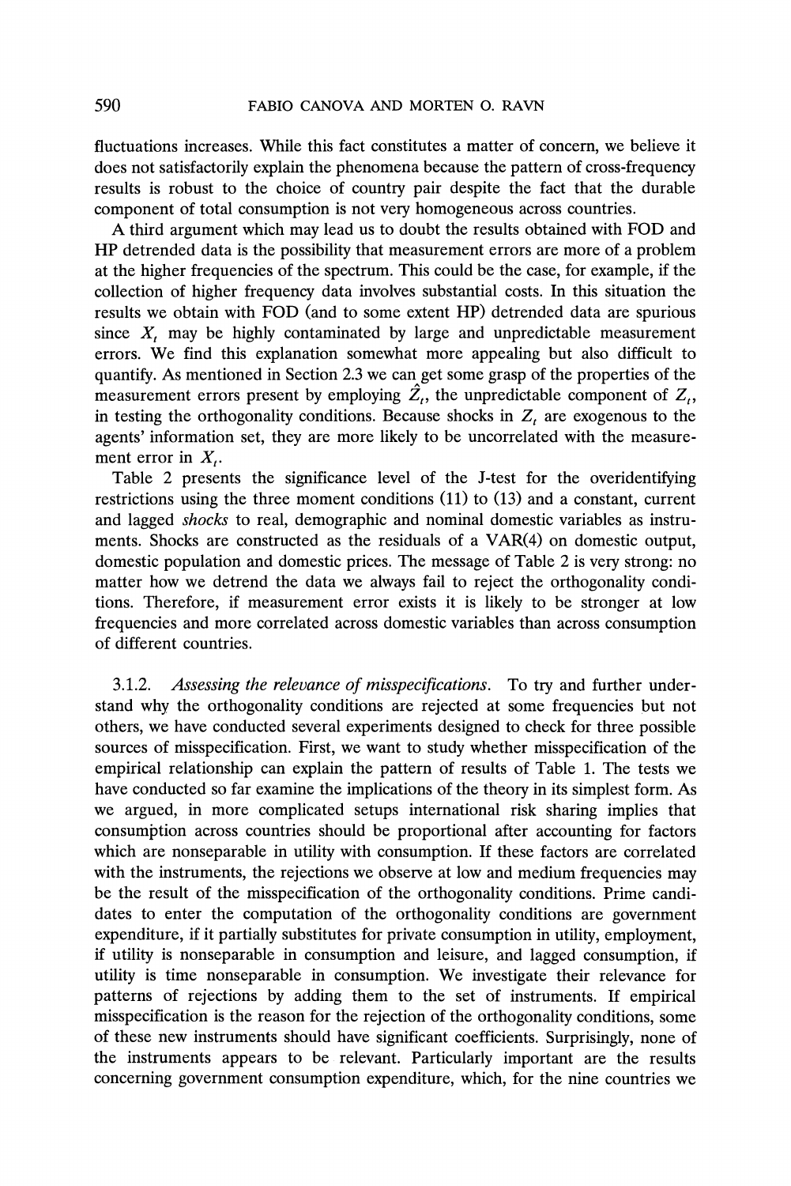fluctuations increases. While this fact constitutes a matter of concern, we believe it does not satisfactorily explain the phenomena because the pattern of cross-frequency results is robust to the choice of country pair despite the fact that the durable component of total consumption is not very homogeneous across countries.

A third argument which may lead us to doubt the results obtained with FOD and HP detrended data is the possibility that measurement errors are more of a problem at the higher frequencies of the spectrum. This could be the case, for example, if the collection of higher frequency data involves substantial costs. In this situation the results we obtain with FOD (and to some extent HP) detrended data are spurious since $X_t$ may be highly contaminated by large and unpredictable measurement errors. We find this explanation somewhat more appealing but also difficult to quantify. As mentioned in Section 2.3 we can get some grasp of the properties of the measurement errors present by employing $\hat{Z}_t$, the unpredictable component of $Z_t$, in testing the orthogonality conditions. Because shocks in $Z_t$ are exogenous to the agents' information set, they are more likely to be uncorrelated with the measurement error in $X_t$.

Table 2 presents the significance level of the J-test for the overidentifying restrictions using the three moment conditions (11) to (13) and a constant, current and lagged *shocks* to real, demographic and nominal domestic variables as instruments. Shocks are constructed as the residuals of a VAR(4) on domestic output, domestic population and domestic prices. The message of Table 2 is very strong: no matter how we detrend the data we always fail to reject the orthogonality conditions. Therefore, if measurement error exists it is likely to be stronger at low frequencies and more correlated across domestic variables than across consumption of different countries.

3.1.2. *Assessing the relevance of misspecifications.* To try and further understand why the orthogonality conditions are rejected at some frequencies but not others, we have conducted several experiments designed to check for three possible sources of misspecification. First, we want to study whether misspecification of the empirical relationship can explain the pattern of results of Table 1. The tests we have conducted so far examine the implications of the theory in its simplest form. As we argued, in more complicated setups international risk sharing implies that consumption across countries should be proportional after accounting for factors which are nonseparable in utility with consumption. If these factors are correlated with the instruments, the rejections we observe at low and medium frequencies may be the result of the misspecification of the orthogonality conditions. Prime candidates to enter the computation of the orthogonality conditions are government expenditure, if it partially substitutes for private consumption in utility, employment, if utility is nonseparable in consumption and leisure, and lagged consumption, if utility is time nonseparable in consumption. We investigate their relevance for patterns of rejections by adding them to the set of instruments. If empirical misspecification is the reason for the rejection of the orthogonality conditions, some of these new instruments should have significant coefficients. Surprisingly, none of the instruments appears to be relevant. Particularly important are the results concerning government consumption expenditure, which, for the nine countries we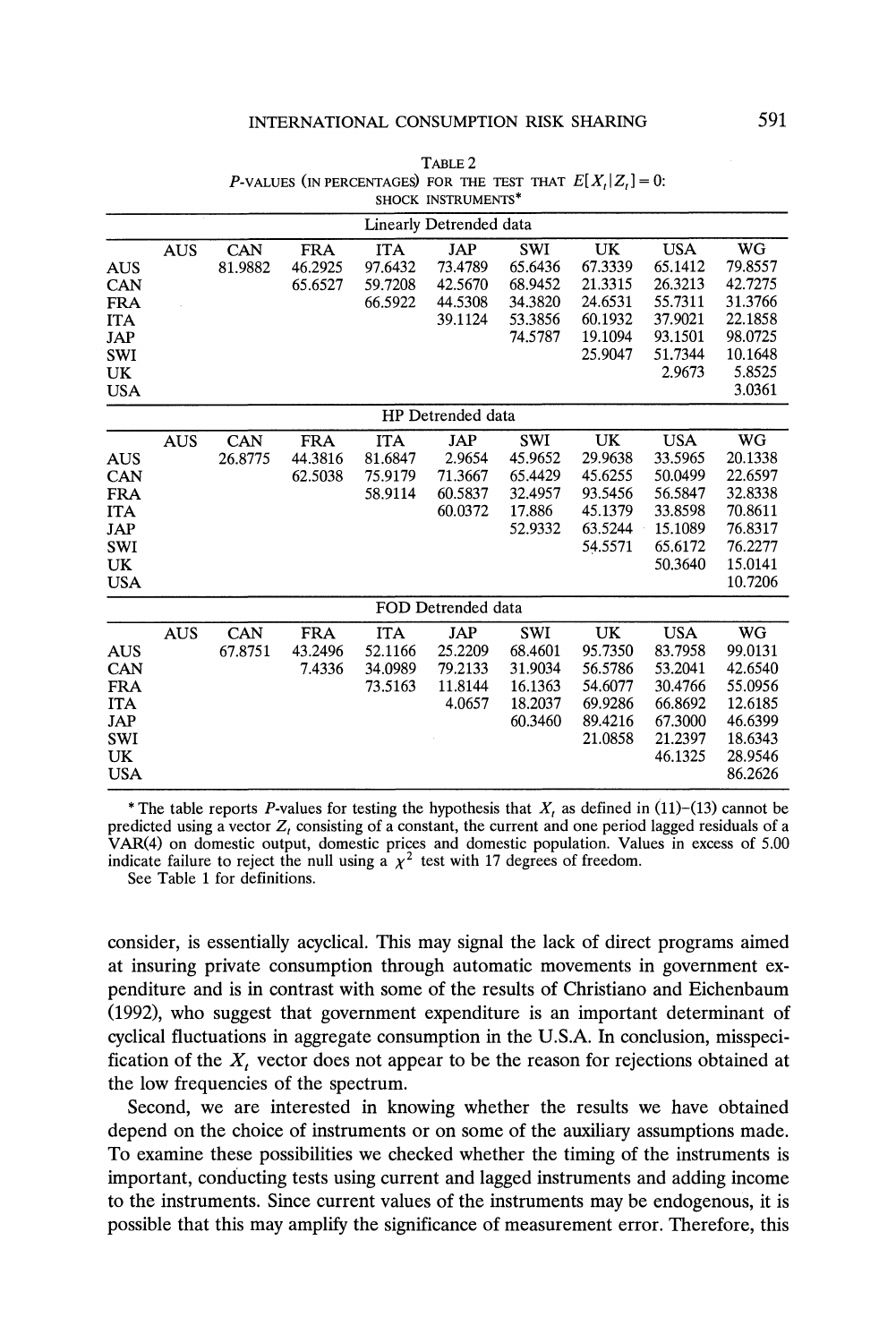TABLE 2

$P$-VALUES (IN PERCENTAGES) FOR THE TEST THAT $E[X_t|Z_t] = 0$: SHOCK INSTRUMENTS*

| Linearly Detrended data | | | | | | | | | |
|---|---|---|---|---|---|---|---|---|---|
| | AUS | CAN | FRA | ITA | JAP | SWI | UK | USA | WG |
| AUS | | 81.9882 | 46.2925 | 97.6432 | 73.4789 | 65.6436 | 67.3339 | 65.1412 | 79.8557 |
| CAN | | | 65.6527 | 59.7208 | 42.5670 | 68.9452 | 21.3315 | 26.3213 | 42.7275 |
| FRA | | | | 66.5922 | 44.5308 | 34.3820 | 24.6531 | 55.7311 | 31.3766 |
| ITA | | | | | 39.1124 | 53.3856 | 60.1932 | 37.9021 | 22.1858 |
| JAP | | | | | | 74.5787 | 19.1094 | 93.1501 | 98.0725 |
| SWI | | | | | | | 25.9047 | 51.7344 | 10.1648 |
| UK | | | | | | | | 2.9673 | 5.8525 |
| USA | | | | | | | | | 3.0361 |

| HP Detrended data | | | | | | | | | |
|---|---|---|---|---|---|---|---|---|---|
| | AUS | CAN | FRA | ITA | JAP | SWI | UK | USA | WG |
| AUS | | 26.8775 | 44.3816 | 81.6847 | 2.9654 | 45.9652 | 29.9638 | 33.5965 | 20.1338 |
| CAN | | | 62.5038 | 75.9179 | 71.3667 | 65.4429 | 45.6255 | 50.0499 | 22.6597 |
| FRA | | | | 58.9114 | 60.5837 | 32.4957 | 93.5456 | 56.5847 | 32.8338 |
| ITA | | | | | 60.0372 | 17.886 | 45.1379 | 33.8598 | 70.8611 |
| JAP | | | | | | 52.9332 | 63.5244 | 15.1089 | 76.8317 |
| SWI | | | | | | | 54.5571 | 65.6172 | 76.2277 |
| UK | | | | | | | | 50.3640 | 15.0141 |
| USA | | | | | | | | | 10.7206 |

| FOD Detrended data | | | | | | | | | |
|---|---|---|---|---|---|---|---|---|---|
| | AUS | CAN | FRA | ITA | JAP | SWI | UK | USA | WG |
| AUS | | 67.8751 | 43.2496 | 52.1166 | 25.2209 | 68.4601 | 95.7350 | 83.7958 | 99.0131 |
| CAN | | | 7.4336 | 34.0989 | 79.2133 | 31.9034 | 56.5786 | 53.2041 | 42.6540 |
| FRA | | | | 73.5163 | 11.8144 | 16.1363 | 54.6077 | 30.4766 | 55.0956 |
| ITA | | | | | 4.0657 | 18.2037 | 69.9286 | 66.8692 | 12.6185 |
| JAP | | | | | | 60.3460 | 89.4216 | 67.3000 | 46.6399 |
| SWI | | | | | | | 21.0858 | 21.2397 | 18.6343 |
| UK | | | | | | | | 46.1325 | 28.9546 |
| USA | | | | | | | | | 86.2626 |

\* The table reports $P$-values for testing the hypothesis that $X_t$ as defined in (11)–(13) cannot be predicted using a vector $Z_t$ consisting of a constant, the current and one period lagged residuals of a VAR(4) on domestic output, domestic prices and domestic population. Values in excess of 5.00 indicate failure to reject the null using a $\chi^2$ test with 17 degrees of freedom.

See Table 1 for definitions.

consider, is essentially acyclical. This may signal the lack of direct programs aimed at insuring private consumption through automatic movements in government expenditure and is in contrast with some of the results of Christiano and Eichenbaum (1992), who suggest that government expenditure is an important determinant of cyclical fluctuations in aggregate consumption in the U.S.A. In conclusion, misspecification of the $X_t$ vector does not appear to be the reason for rejections obtained at the low frequencies of the spectrum.

Second, we are interested in knowing whether the results we have obtained depend on the choice of instruments or on some of the auxiliary assumptions made. To examine these possibilities we checked whether the timing of the instruments is important, conducting tests using current and lagged instruments and adding income to the instruments. Since current values of the instruments may be endogenous, it is possible that this may amplify the significance of measurement error. Therefore, this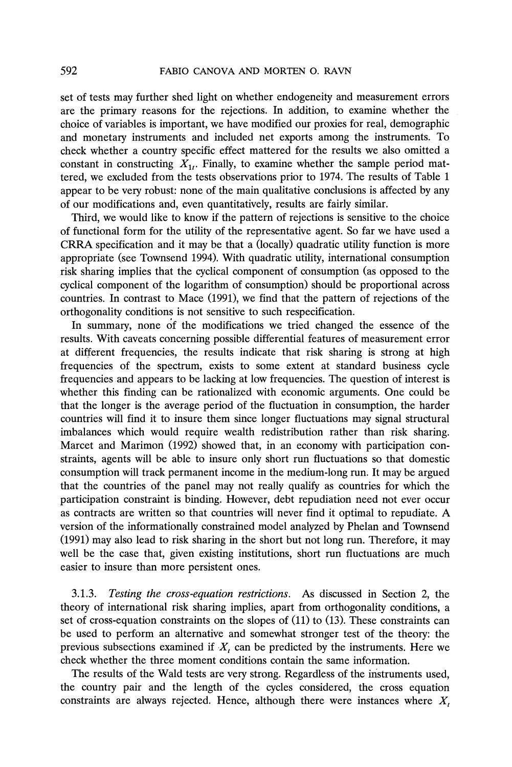set of tests may further shed light on whether endogeneity and measurement errors are the primary reasons for the rejections. In addition, to examine whether the choice of variables is important, we have modified our proxies for real, demographic and monetary instruments and included net exports among the instruments. To check whether a country specific effect mattered for the results we also omitted a constant in constructing $X_{1t}$. Finally, to examine whether the sample period mattered, we excluded from the tests observations prior to 1974. The results of Table 1 appear to be very robust: none of the main qualitative conclusions is affected by any of our modifications and, even quantitatively, results are fairly similar.

Third, we would like to know if the pattern of rejections is sensitive to the choice of functional form for the utility of the representative agent. So far we have used a CRRA specification and it may be that a (locally) quadratic utility function is more appropriate (see Townsend 1994). With quadratic utility, international consumption risk sharing implies that the cyclical component of consumption (as opposed to the cyclical component of the logarithm of consumption) should be proportional across countries. In contrast to Mace (1991), we find that the pattern of rejections of the orthogonality conditions is not sensitive to such respecification.

In summary, none of the modifications we tried changed the essence of the results. With caveats concerning possible differential features of measurement error at different frequencies, the results indicate that risk sharing is strong at high frequencies of the spectrum, exists to some extent at standard business cycle frequencies and appears to be lacking at low frequencies. The question of interest is whether this finding can be rationalized with economic arguments. One could be that the longer is the average period of the fluctuation in consumption, the harder countries will find it to insure them since longer fluctuations may signal structural imbalances which would require wealth redistribution rather than risk sharing. Marcet and Marimon (1992) showed that, in an economy with participation constraints, agents will be able to insure only short run fluctuations so that domestic consumption will track permanent income in the medium-long run. It may be argued that the countries of the panel may not really qualify as countries for which the participation constraint is binding. However, debt repudiation need not ever occur as contracts are written so that countries will never find it optimal to repudiate. A version of the informationally constrained model analyzed by Phelan and Townsend (1991) may also lead to risk sharing in the short but not long run. Therefore, it may well be the case that, given existing institutions, short run fluctuations are much easier to insure than more persistent ones.

3.1.3. *Testing the cross-equation restrictions.* As discussed in Section 2, the theory of international risk sharing implies, apart from orthogonality conditions, a set of cross-equation constraints on the slopes of (11) to (13). These constraints can be used to perform an alternative and somewhat stronger test of the theory: the previous subsections examined if $X_t$ can be predicted by the instruments. Here we check whether the three moment conditions contain the same information.

The results of the Wald tests are very strong. Regardless of the instruments used, the country pair and the length of the cycles considered, the cross equation constraints are always rejected. Hence, although there were instances where $X_t$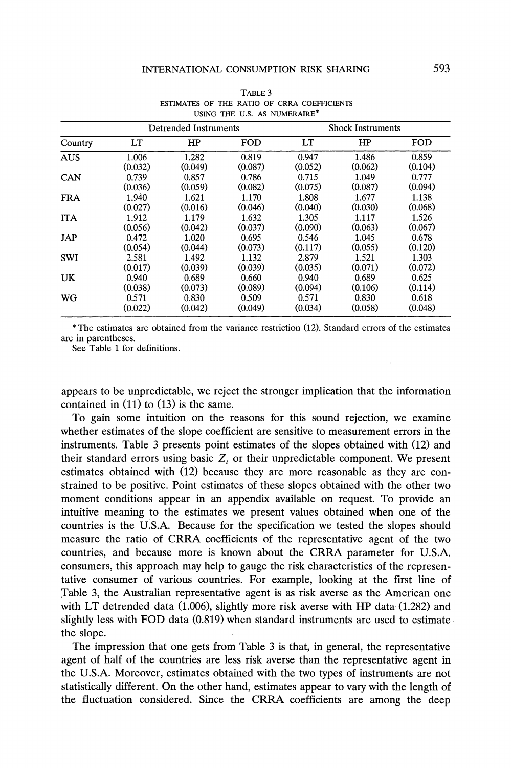TABLE 3
ESTIMATES OF THE RATIO OF CRRA COEFFICIENTS USING THE U.S. AS NUMERAIRE*

| | Detrended Instruments | | | Shock Instruments | | |
|---|---|---|---|---|---|---|
| Country | LT | HP | FOD | LT | HP | FOD |
| AUS | 1.006 | 1.282 | 0.819 | 0.947 | 1.486 | 0.859 |
| | (0.032) | (0.049) | (0.087) | (0.052) | (0.062) | (0.104) |
| CAN | 0.739 | 0.857 | 0.786 | 0.715 | 1.049 | 0.777 |
| | (0.036) | (0.059) | (0.082) | (0.075) | (0.087) | (0.094) |
| FRA | 1.940 | 1.621 | 1.170 | 1.808 | 1.677 | 1.138 |
| | (0.027) | (0.016) | (0.046) | (0.040) | (0.030) | (0.068) |
| ITA | 1.912 | 1.179 | 1.632 | 1.305 | 1.117 | 1.526 |
| | (0.056) | (0.042) | (0.037) | (0.090) | (0.063) | (0.067) |
| JAP | 0.472 | 1.020 | 0.695 | 0.546 | 1.045 | 0.678 |
| | (0.054) | (0.044) | (0.073) | (0.117) | (0.055) | (0.120) |
| SWI | 2.581 | 1.492 | 1.132 | 2.879 | 1.521 | 1.303 |
| | (0.017) | (0.039) | (0.039) | (0.035) | (0.071) | (0.072) |
| UK | 0.940 | 0.689 | 0.660 | 0.940 | 0.689 | 0.625 |
| | (0.038) | (0.073) | (0.089) | (0.094) | (0.106) | (0.114) |
| WG | 0.571 | 0.830 | 0.509 | 0.571 | 0.830 | 0.618 |
| | (0.022) | (0.042) | (0.049) | (0.034) | (0.058) | (0.048) |

* The estimates are obtained from the variance restriction (12). Standard errors of the estimates are in parentheses.
See Table 1 for definitions.

appears to be unpredictable, we reject the stronger implication that the information contained in (11) to (13) is the same.

To gain some intuition on the reasons for this sound rejection, we examine whether estimates of the slope coefficient are sensitive to measurement errors in the instruments. Table 3 presents point estimates of the slopes obtained with (12) and their standard errors using basic $Z_t$ or their unpredictable component. We present estimates obtained with (12) because they are more reasonable as they are constrained to be positive. Point estimates of these slopes obtained with the other two moment conditions appear in an appendix available on request. To provide an intuitive meaning to the estimates we present values obtained when one of the countries is the U.S.A. Because for the specification we tested the slopes should measure the ratio of CRRA coefficients of the representative agent of the two countries, and because more is known about the CRRA parameter for U.S.A. consumers, this approach may help to gauge the risk characteristics of the representative consumer of various countries. For example, looking at the first line of Table 3, the Australian representative agent is as risk averse as the American one with LT detrended data (1.006), slightly more risk averse with HP data (1.282) and slightly less with FOD data (0.819) when standard instruments are used to estimate the slope.

The impression that one gets from Table 3 is that, in general, the representative agent of half of the countries are less risk averse than the representative agent in the U.S.A. Moreover, estimates obtained with the two types of instruments are not statistically different. On the other hand, estimates appear to vary with the length of the fluctuation considered. Since the CRRA coefficients are among the deep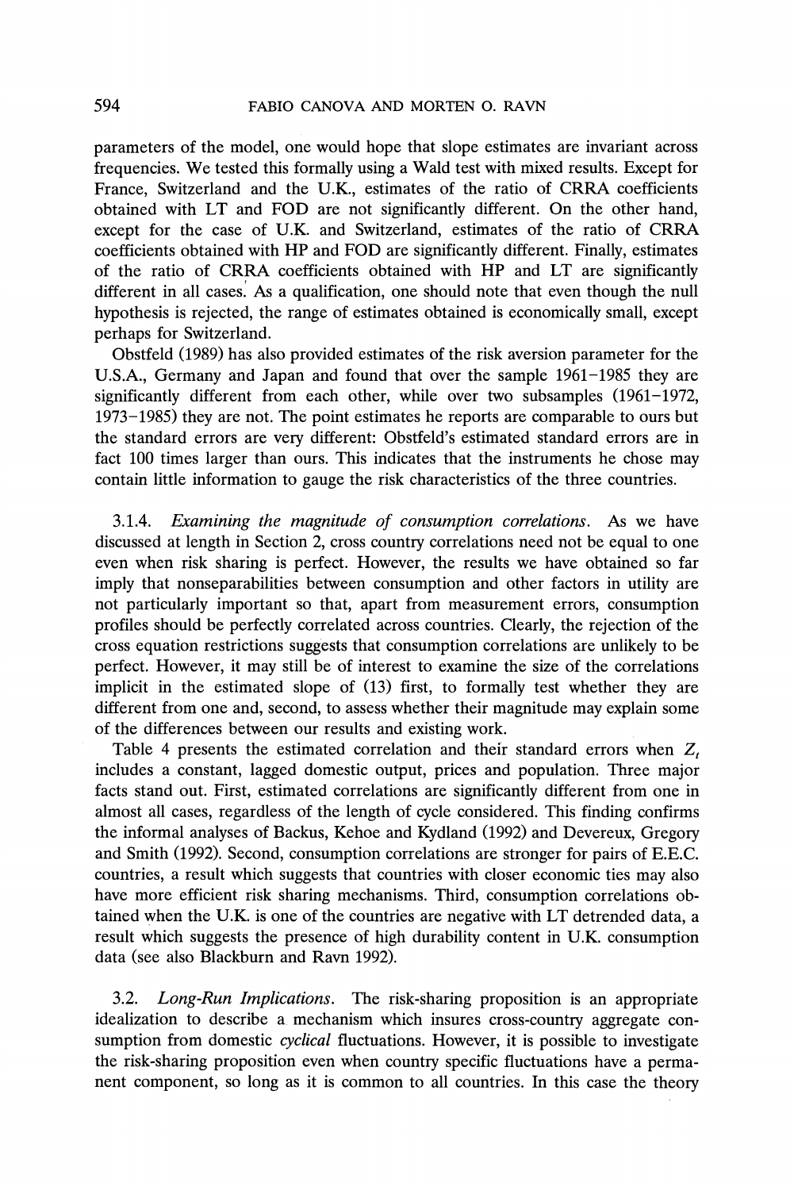parameters of the model, one would hope that slope estimates are invariant across frequencies. We tested this formally using a Wald test with mixed results. Except for France, Switzerland and the U.K., estimates of the ratio of CRRA coefficients obtained with LT and FOD are not significantly different. On the other hand, except for the case of U.K. and Switzerland, estimates of the ratio of CRRA coefficients obtained with HP and FOD are significantly different. Finally, estimates of the ratio of CRRA coefficients obtained with HP and LT are significantly different in all cases. As a qualification, one should note that even though the null hypothesis is rejected, the range of estimates obtained is economically small, except perhaps for Switzerland.

Obstfeld (1989) has also provided estimates of the risk aversion parameter for the U.S.A., Germany and Japan and found that over the sample 1961–1985 they are significantly different from each other, while over two subsamples (1961–1972, 1973–1985) they are not. The point estimates he reports are comparable to ours but the standard errors are very different: Obstfeld's estimated standard errors are in fact 100 times larger than ours. This indicates that the instruments he chose may contain little information to gauge the risk characteristics of the three countries.

3.1.4. *Examining the magnitude of consumption correlations*. As we have discussed at length in Section 2, cross country correlations need not be equal to one even when risk sharing is perfect. However, the results we have obtained so far imply that nonseparabilities between consumption and other factors in utility are not particularly important so that, apart from measurement errors, consumption profiles should be perfectly correlated across countries. Clearly, the rejection of the cross equation restrictions suggests that consumption correlations are unlikely to be perfect. However, it may still be of interest to examine the size of the correlations implicit in the estimated slope of (13) first, to formally test whether they are different from one and, second, to assess whether their magnitude may explain some of the differences between our results and existing work.

Table 4 presents the estimated correlation and their standard errors when $Z_t$ includes a constant, lagged domestic output, prices and population. Three major facts stand out. First, estimated correlations are significantly different from one in almost all cases, regardless of the length of cycle considered. This finding confirms the informal analyses of Backus, Kehoe and Kydland (1992) and Devereux, Gregory and Smith (1992). Second, consumption correlations are stronger for pairs of E.E.C. countries, a result which suggests that countries with closer economic ties may also have more efficient risk sharing mechanisms. Third, consumption correlations obtained when the U.K. is one of the countries are negative with LT detrended data, a result which suggests the presence of high durability content in U.K. consumption data (see also Blackburn and Ravn 1992).

3.2. *Long-Run Implications*. The risk-sharing proposition is an appropriate idealization to describe a mechanism which insures cross-country aggregate consumption from domestic *cyclical* fluctuations. However, it is possible to investigate the risk-sharing proposition even when country specific fluctuations have a permanent component, so long as it is common to all countries. In this case the theory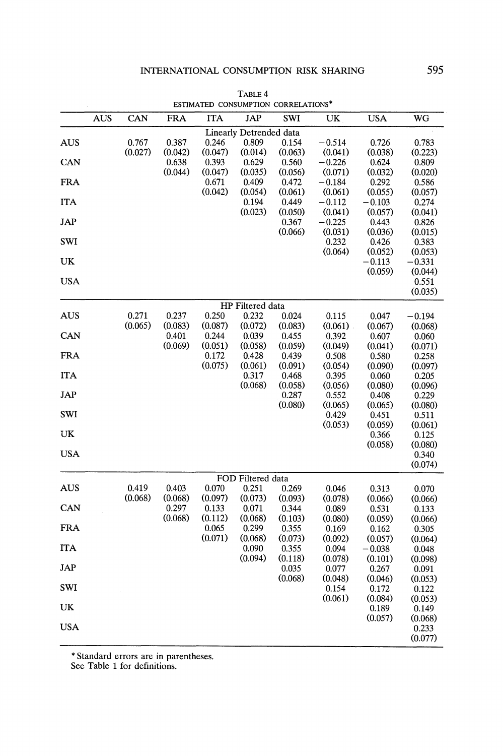TABLE 4
ESTIMATED CONSUMPTION CORRELATIONS*

| | AUS | CAN | FRA | ITA | JAP | SWI | UK | USA | WG |
|---|---|---|---|---|---|---|---|---|---|
| | | | | Linearly Detrended data | | | | | |
| AUS | | 0.767 | 0.387 | 0.246 | 0.809 | 0.154 | −0.514 | 0.726 | 0.783 |
| | | (0.027) | (0.042) | (0.047) | (0.014) | (0.063) | (0.041) | (0.038) | (0.223) |
| CAN | | | 0.638 | 0.393 | 0.629 | 0.560 | −0.226 | 0.624 | 0.809 |
| | | | (0.044) | (0.047) | (0.035) | (0.056) | (0.071) | (0.032) | (0.020) |
| FRA | | | | 0.671 | 0.409 | 0.472 | −0.184 | 0.292 | 0.586 |
| | | | | (0.042) | (0.054) | (0.061) | (0.061) | (0.055) | (0.057) |
| ITA | | | | | 0.194 | 0.449 | −0.112 | −0.103 | 0.274 |
| | | | | | (0.023) | (0.050) | (0.041) | (0.057) | (0.041) |
| JAP | | | | | | 0.367 | −0.225 | 0.443 | 0.826 |
| | | | | | | (0.066) | (0.031) | (0.036) | (0.015) |
| SWI | | | | | | | 0.232 | 0.426 | 0.383 |
| | | | | | | | (0.064) | (0.052) | (0.053) |
| UK | | | | | | | | −0.113 | −0.331 |
| | | | | | | | | (0.059) | (0.044) |
| USA | | | | | | | | | 0.551 |
| | | | | | | | | | (0.035) |
| | | | | HP Filtered data | | | | | |
| AUS | | 0.271 | 0.237 | 0.250 | 0.232 | 0.024 | 0.115 | 0.047 | −0.194 |
| | | (0.065) | (0.083) | (0.087) | (0.072) | (0.083) | (0.061) | (0.067) | (0.068) |
| CAN | | | 0.401 | 0.244 | 0.039 | 0.455 | 0.392 | 0.607 | 0.060 |
| | | | (0.069) | (0.051) | (0.058) | (0.059) | (0.049) | (0.041) | (0.071) |
| FRA | | | | 0.172 | 0.428 | 0.439 | 0.508 | 0.580 | 0.258 |
| | | | | (0.075) | (0.061) | (0.091) | (0.054) | (0.090) | (0.097) |
| ITA | | | | | 0.317 | 0.468 | 0.395 | 0.060 | 0.205 |
| | | | | | (0.068) | (0.058) | (0.056) | (0.080) | (0.096) |
| JAP | | | | | | 0.287 | 0.552 | 0.408 | 0.229 |
| | | | | | | (0.080) | (0.065) | (0.065) | (0.080) |
| SWI | | | | | | | 0.429 | 0.451 | 0.511 |
| | | | | | | | (0.053) | (0.059) | (0.061) |
| UK | | | | | | | | 0.366 | 0.125 |
| | | | | | | | | (0.058) | (0.080) |
| USA | | | | | | | | | 0.340 |
| | | | | | | | | | (0.074) |
| | | | | FOD Filtered data | | | | | |
| AUS | | 0.419 | 0.403 | 0.070 | 0.251 | 0.269 | 0.046 | 0.313 | 0.070 |
| | | (0.068) | (0.068) | (0.097) | (0.073) | (0.093) | (0.078) | (0.066) | (0.066) |
| CAN | | | 0.297 | 0.133 | 0.071 | 0.344 | 0.089 | 0.531 | 0.133 |
| | | | (0.068) | (0.112) | (0.068) | (0.103) | (0.080) | (0.059) | (0.066) |
| FRA | | | | 0.065 | 0.299 | 0.355 | 0.169 | 0.162 | 0.305 |
| | | | | (0.071) | (0.068) | (0.073) | (0.092) | (0.057) | (0.064) |
| ITA | | | | | 0.090 | 0.355 | 0.094 | −0.038 | 0.048 |
| | | | | | (0.094) | (0.118) | (0.078) | (0.101) | (0.098) |
| JAP | | | | | | 0.035 | 0.077 | 0.267 | 0.091 |
| | | | | | | (0.068) | (0.048) | (0.046) | (0.053) |
| SWI | | | | | | | 0.154 | 0.172 | 0.122 |
| | | | | | | | (0.061) | (0.084) | (0.053) |
| UK | | | | | | | | 0.189 | 0.149 |
| | | | | | | | | (0.057) | (0.068) |
| USA | | | | | | | | | 0.233 |
| | | | | | | | | | (0.077) |

* Standard errors are in parentheses.
See Table 1 for definitions.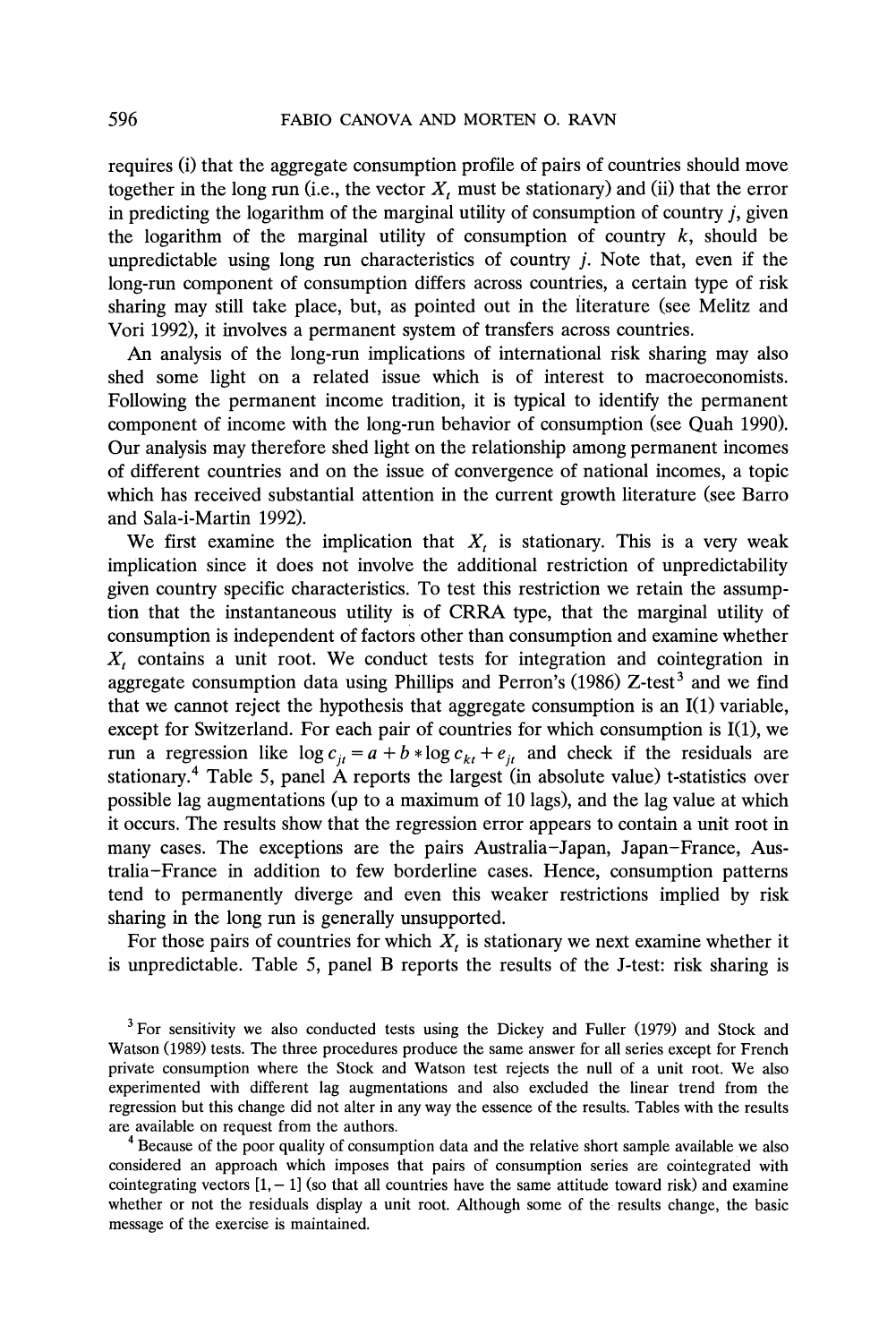requires (i) that the aggregate consumption profile of pairs of countries should move together in the long run (i.e., the vector $X_t$ must be stationary) and (ii) that the error in predicting the logarithm of the marginal utility of consumption of country $j$, given the logarithm of the marginal utility of consumption of country $k$, should be unpredictable using long run characteristics of country $j$. Note that, even if the long-run component of consumption differs across countries, a certain type of risk sharing may still take place, but, as pointed out in the literature (see Melitz and Vori 1992), it involves a permanent system of transfers across countries.

An analysis of the long-run implications of international risk sharing may also shed some light on a related issue which is of interest to macroeconomists. Following the permanent income tradition, it is typical to identify the permanent component of income with the long-run behavior of consumption (see Quah 1990). Our analysis may therefore shed light on the relationship among permanent incomes of different countries and on the issue of convergence of national incomes, a topic which has received substantial attention in the current growth literature (see Barro and Sala-i-Martin 1992).

We first examine the implication that $X_t$ is stationary. This is a very weak implication since it does not involve the additional restriction of unpredictability given country specific characteristics. To test this restriction we retain the assumption that the instantaneous utility is of CRRA type, that the marginal utility of consumption is independent of factors other than consumption and examine whether $X_t$ contains a unit root. We conduct tests for integration and cointegration in aggregate consumption data using Phillips and Perron's (1986) Z-test[3] and we find that we cannot reject the hypothesis that aggregate consumption is an I(1) variable, except for Switzerland. For each pair of countries for which consumption is I(1), we run a regression like $\log c_{jt} = a + b * \log c_{kt} + e_{jt}$ and check if the residuals are stationary.[4] Table 5, panel A reports the largest (in absolute value) t-statistics over possible lag augmentations (up to a maximum of 10 lags), and the lag value at which it occurs. The results show that the regression error appears to contain a unit root in many cases. The exceptions are the pairs Australia–Japan, Japan–France, Australia–France in addition to few borderline cases. Hence, consumption patterns tend to permanently diverge and even this weaker restrictions implied by risk sharing in the long run is generally unsupported.

For those pairs of countries for which $X_t$ is stationary we next examine whether it is unpredictable. Table 5, panel B reports the results of the J-test: risk sharing is

[3] For sensitivity we also conducted tests using the Dickey and Fuller (1979) and Stock and Watson (1989) tests. The three procedures produce the same answer for all series except for French private consumption where the Stock and Watson test rejects the null of a unit root. We also experimented with different lag augmentations and also excluded the linear trend from the regression but this change did not alter in any way the essence of the results. Tables with the results are available on request from the authors.

[4] Because of the poor quality of consumption data and the relative short sample available we also considered an approach which imposes that pairs of consumption series are cointegrated with cointegrating vectors $[1, -1]$ (so that all countries have the same attitude toward risk) and examine whether or not the residuals display a unit root. Although some of the results change, the basic message of the exercise is maintained.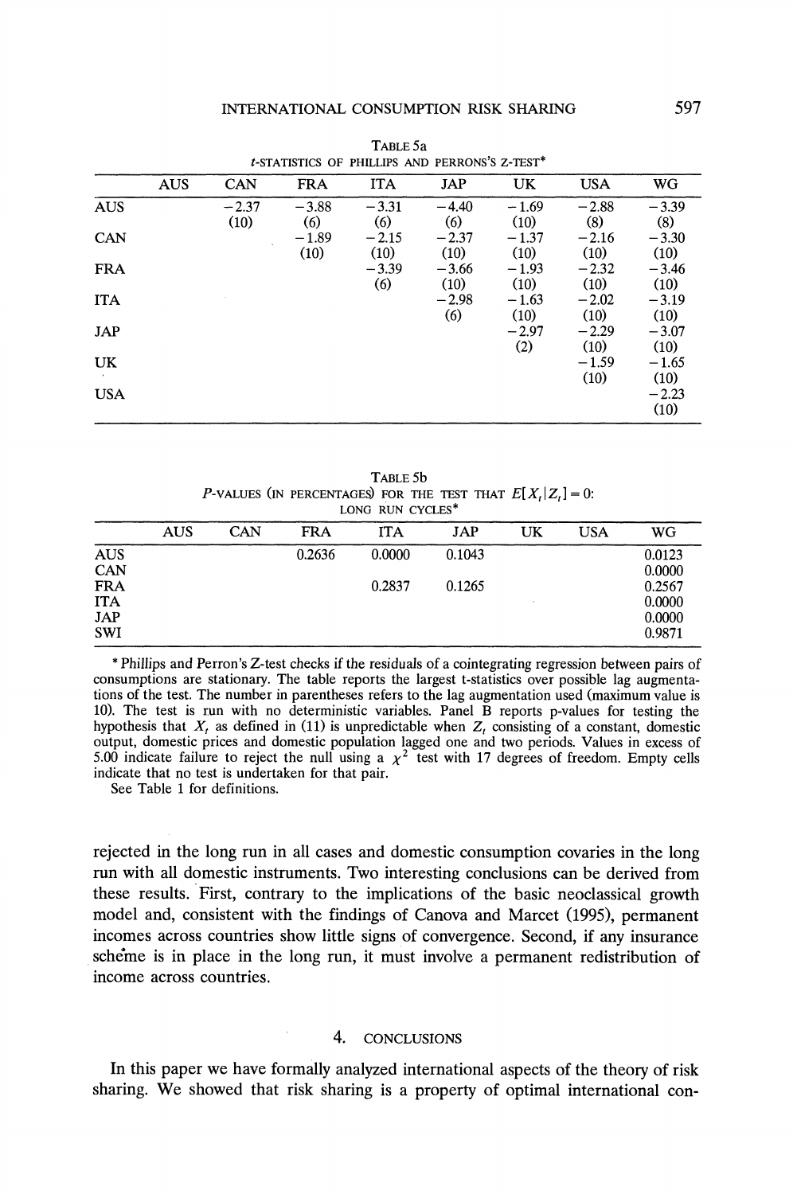TABLE 5a
t-STATISTICS OF PHILLIPS AND PERRONS'S Z-TEST*

| | AUS | CAN | FRA | ITA | JAP | UK | USA | WG |
|---|---|---|---|---|---|---|---|---|
| AUS | | −2.37 (10) | −3.88 (6) | −3.31 (6) | −4.40 (6) | −1.69 (10) | −2.88 (8) | −3.39 (8) |
| CAN | | | −1.89 (10) | −2.15 (10) | −2.37 (10) | −1.37 (10) | −2.16 (10) | −3.30 (10) |
| FRA | | | | −3.39 (6) | −3.66 (10) | −1.93 (10) | −2.32 (10) | −3.46 (10) |
| ITA | | | | | −2.98 (6) | −1.63 (10) | −2.02 (10) | −3.19 (10) |
| JAP | | | | | | −2.97 (2) | −2.29 (10) | −3.07 (10) |
| UK | | | | | | | −1.59 (10) | −1.65 (10) |
| USA | | | | | | | | −2.23 (10) |

TABLE 5b
P-VALUES (IN PERCENTAGES) FOR THE TEST THAT $E[X_t|Z_t] = 0$:
LONG RUN CYCLES*

| | AUS | CAN | FRA | ITA | JAP | UK | USA | WG |
|---|---|---|---|---|---|---|---|---|
| AUS | | | 0.2636 | 0.0000 | 0.1043 | | | 0.0123 |
| CAN | | | | | | | | 0.0000 |
| FRA | | | | 0.2837 | 0.1265 | | | 0.2567 |
| ITA | | | | | | | | 0.0000 |
| JAP | | | | | | | | 0.0000 |
| SWI | | | | | | | | 0.9871 |

\* Phillips and Perron's Z-test checks if the residuals of a cointegrating regression between pairs of consumptions are stationary. The table reports the largest t-statistics over possible lag augmentations of the test. The number in parentheses refers to the lag augmentation used (maximum value is 10). The test is run with no deterministic variables. Panel B reports p-values for testing the hypothesis that $X_t$ as defined in (11) is unpredictable when $Z_t$ consisting of a constant, domestic output, domestic prices and domestic population lagged one and two periods. Values in excess of 5.00 indicate failure to reject the null using a $\chi^2$ test with 17 degrees of freedom. Empty cells indicate that no test is undertaken for that pair.

See Table 1 for definitions.

rejected in the long run in all cases and domestic consumption covaries in the long run with all domestic instruments. Two interesting conclusions can be derived from these results. First, contrary to the implications of the basic neoclassical growth model and, consistent with the findings of Canova and Marcet (1995), permanent incomes across countries show little signs of convergence. Second, if any insurance scheme is in place in the long run, it must involve a permanent redistribution of income across countries.

## 4. CONCLUSIONS

In this paper we have formally analyzed international aspects of the theory of risk sharing. We showed that risk sharing is a property of optimal international con-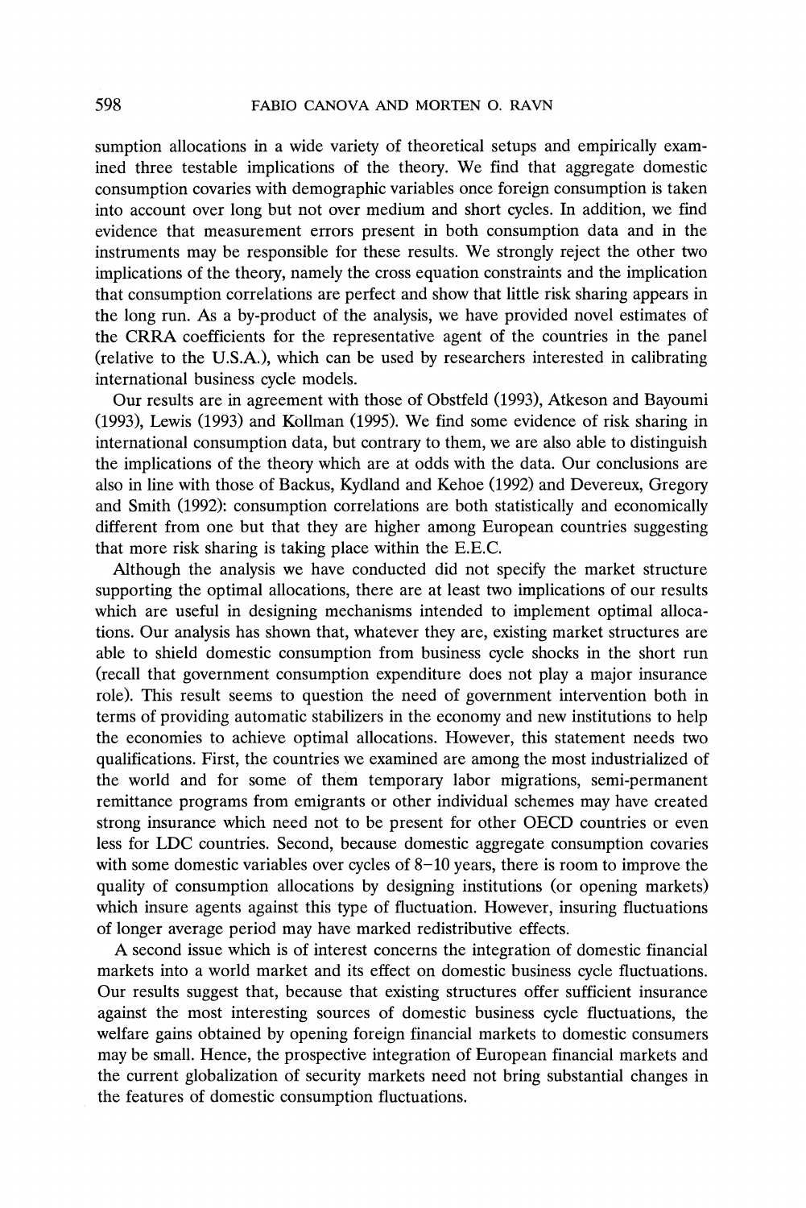sumption allocations in a wide variety of theoretical setups and empirically examined three testable implications of the theory. We find that aggregate domestic consumption covaries with demographic variables once foreign consumption is taken into account over long but not over medium and short cycles. In addition, we find evidence that measurement errors present in both consumption data and in the instruments may be responsible for these results. We strongly reject the other two implications of the theory, namely the cross equation constraints and the implication that consumption correlations are perfect and show that little risk sharing appears in the long run. As a by-product of the analysis, we have provided novel estimates of the CRRA coefficients for the representative agent of the countries in the panel (relative to the U.S.A.), which can be used by researchers interested in calibrating international business cycle models.

Our results are in agreement with those of Obstfeld (1993), Atkeson and Bayoumi (1993), Lewis (1993) and Kollman (1995). We find some evidence of risk sharing in international consumption data, but contrary to them, we are also able to distinguish the implications of the theory which are at odds with the data. Our conclusions are also in line with those of Backus, Kydland and Kehoe (1992) and Devereux, Gregory and Smith (1992): consumption correlations are both statistically and economically different from one but that they are higher among European countries suggesting that more risk sharing is taking place within the E.E.C.

Although the analysis we have conducted did not specify the market structure supporting the optimal allocations, there are at least two implications of our results which are useful in designing mechanisms intended to implement optimal allocations. Our analysis has shown that, whatever they are, existing market structures are able to shield domestic consumption from business cycle shocks in the short run (recall that government consumption expenditure does not play a major insurance role). This result seems to question the need of government intervention both in terms of providing automatic stabilizers in the economy and new institutions to help the economies to achieve optimal allocations. However, this statement needs two qualifications. First, the countries we examined are among the most industrialized of the world and for some of them temporary labor migrations, semi-permanent remittance programs from emigrants or other individual schemes may have created strong insurance which need not to be present for other OECD countries or even less for LDC countries. Second, because domestic aggregate consumption covaries with some domestic variables over cycles of 8–10 years, there is room to improve the quality of consumption allocations by designing institutions (or opening markets) which insure agents against this type of fluctuation. However, insuring fluctuations of longer average period may have marked redistributive effects.

A second issue which is of interest concerns the integration of domestic financial markets into a world market and its effect on domestic business cycle fluctuations. Our results suggest that, because that existing structures offer sufficient insurance against the most interesting sources of domestic business cycle fluctuations, the welfare gains obtained by opening foreign financial markets to domestic consumers may be small. Hence, the prospective integration of European financial markets and the current globalization of security markets need not bring substantial changes in the features of domestic consumption fluctuations.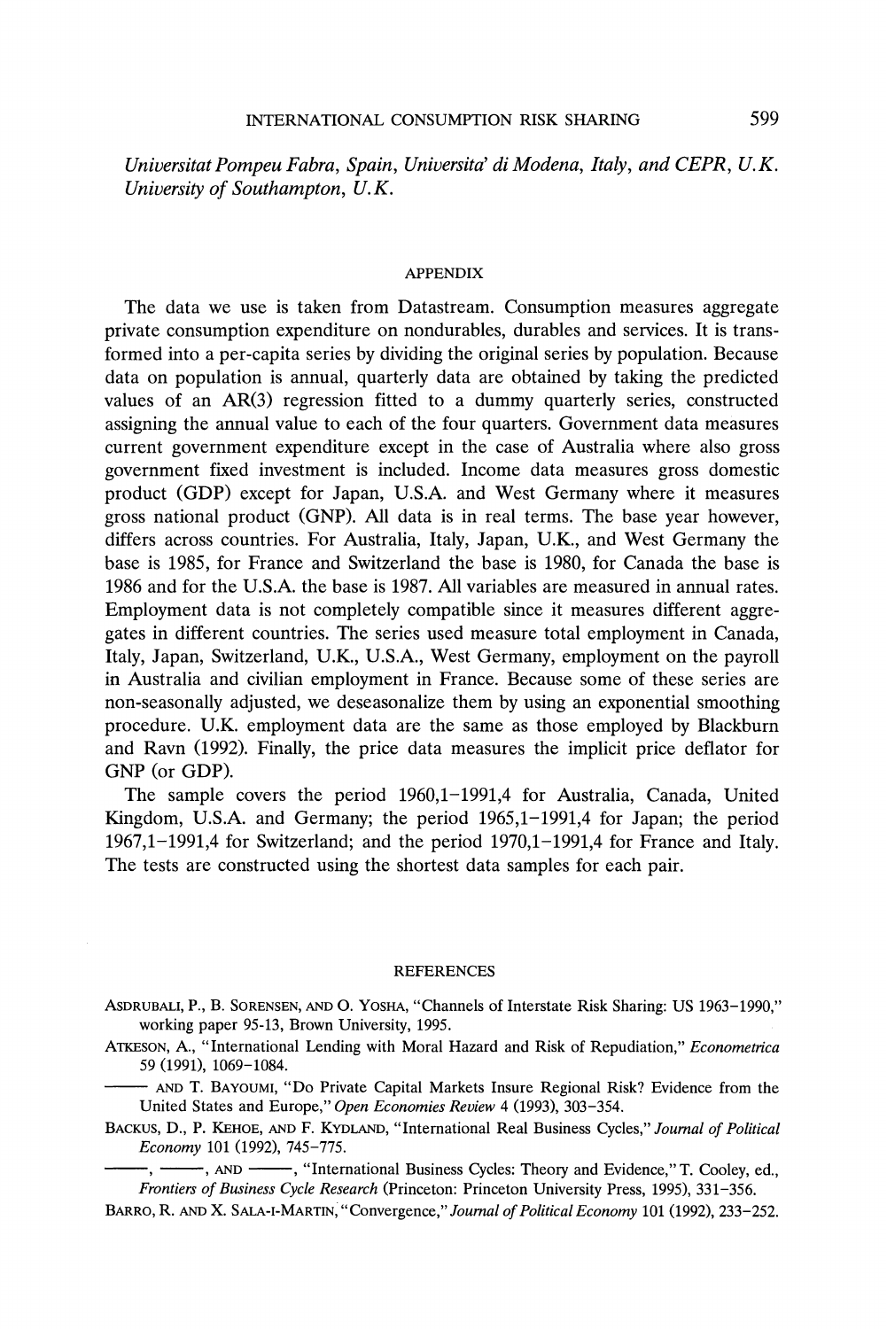*Universitat Pompeu Fabra, Spain, Universita' di Modena, Italy, and CEPR, U.K.*
*University of Southampton, U.K.*

## APPENDIX

The data we use is taken from Datastream. Consumption measures aggregate private consumption expenditure on nondurables, durables and services. It is transformed into a per-capita series by dividing the original series by population. Because data on population is annual, quarterly data are obtained by taking the predicted values of an AR(3) regression fitted to a dummy quarterly series, constructed assigning the annual value to each of the four quarters. Government data measures current government expenditure except in the case of Australia where also gross government fixed investment is included. Income data measures gross domestic product (GDP) except for Japan, U.S.A. and West Germany where it measures gross national product (GNP). All data is in real terms. The base year however, differs across countries. For Australia, Italy, Japan, U.K., and West Germany the base is 1985, for France and Switzerland the base is 1980, for Canada the base is 1986 and for the U.S.A. the base is 1987. All variables are measured in annual rates. Employment data is not completely compatible since it measures different aggregates in different countries. The series used measure total employment in Canada, Italy, Japan, Switzerland, U.K., U.S.A., West Germany, employment on the payroll in Australia and civilian employment in France. Because some of these series are non-seasonally adjusted, we deseasonalize them by using an exponential smoothing procedure. U.K. employment data are the same as those employed by Blackburn and Ravn (1992). Finally, the price data measures the implicit price deflator for GNP (or GDP).

The sample covers the period 1960,1–1991,4 for Australia, Canada, United Kingdom, U.S.A. and Germany; the period 1965,1–1991,4 for Japan; the period 1967,1–1991,4 for Switzerland; and the period 1970,1–1991,4 for France and Italy. The tests are constructed using the shortest data samples for each pair.

## REFERENCES

ASDRUBALI, P., B. SORENSEN, AND O. YOSHA, "Channels of Interstate Risk Sharing: US 1963–1990," working paper 95-13, Brown University, 1995.

ATKESON, A., "International Lending with Moral Hazard and Risk of Repudiation," *Econometrica* 59 (1991), 1069–1084.

——— AND T. BAYOUMI, "Do Private Capital Markets Insure Regional Risk? Evidence from the United States and Europe," *Open Economies Review* 4 (1993), 303–354.

BACKUS, D., P. KEHOE, AND F. KYDLAND, "International Real Business Cycles," *Journal of Political Economy* 101 (1992), 745–775.

———, ———, AND ———, "International Business Cycles: Theory and Evidence," T. Cooley, ed., *Frontiers of Business Cycle Research* (Princeton: Princeton University Press, 1995), 331–356.

BARRO, R. AND X. SALA-I-MARTIN, "Convergence," *Journal of Political Economy* 101 (1992), 233–252.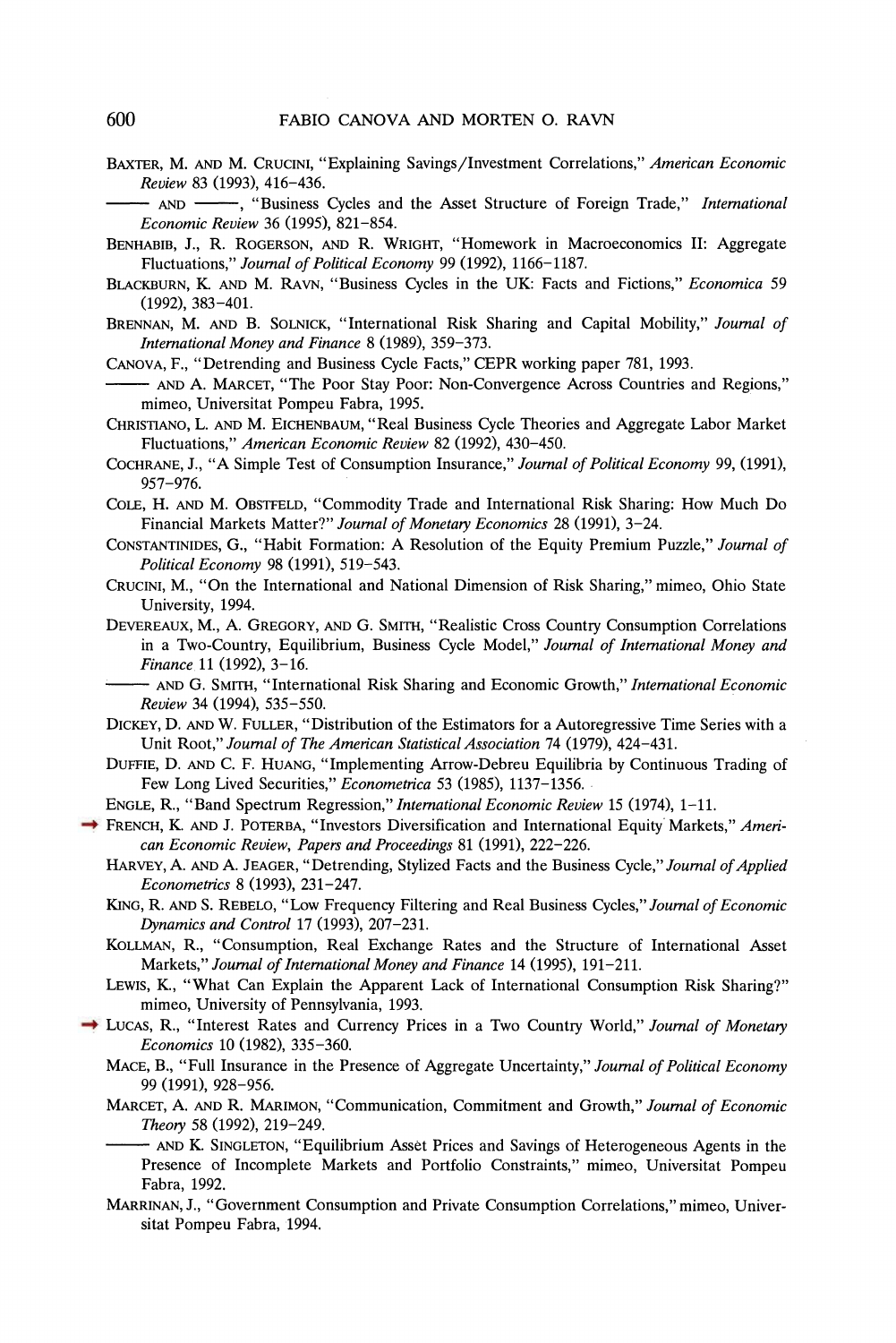Baxter, M. and M. Crucini, "Explaining Savings/Investment Correlations," *American Economic Review* 83 (1993), 416–436.

——— and ———, "Business Cycles and the Asset Structure of Foreign Trade," *International Economic Review* 36 (1995), 821–854.

Benhabib, J., R. Rogerson, and R. Wright, "Homework in Macroeconomics II: Aggregate Fluctuations," *Journal of Political Economy* 99 (1992), 1166–1187.

Blackburn, K. and M. Ravn, "Business Cycles in the UK: Facts and Fictions," *Economica* 59 (1992), 383–401.

Brennan, M. and B. Solnick, "International Risk Sharing and Capital Mobility," *Journal of International Money and Finance* 8 (1989), 359–373.

Canova, F., "Detrending and Business Cycle Facts," CEPR working paper 781, 1993.

——— and A. Marcet, "The Poor Stay Poor: Non-Convergence Across Countries and Regions," mimeo, Universitat Pompeu Fabra, 1995.

Christiano, L. and M. Eichenbaum, "Real Business Cycle Theories and Aggregate Labor Market Fluctuations," *American Economic Review* 82 (1992), 430–450.

Cochrane, J., "A Simple Test of Consumption Insurance," *Journal of Political Economy* 99, (1991), 957–976.

Cole, H. and M. Obstfeld, "Commodity Trade and International Risk Sharing: How Much Do Financial Markets Matter?" *Journal of Monetary Economics* 28 (1991), 3–24.

Constantinides, G., "Habit Formation: A Resolution of the Equity Premium Puzzle," *Journal of Political Economy* 98 (1991), 519–543.

Crucini, M., "On the International and National Dimension of Risk Sharing," mimeo, Ohio State University, 1994.

Devereaux, M., A. Gregory, and G. Smith, "Realistic Cross Country Consumption Correlations in a Two-Country, Equilibrium, Business Cycle Model," *Journal of International Money and Finance* 11 (1992), 3–16.

——— and G. Smith, "International Risk Sharing and Economic Growth," *International Economic Review* 34 (1994), 535–550.

Dickey, D. and W. Fuller, "Distribution of the Estimators for a Autoregressive Time Series with a Unit Root," *Journal of The American Statistical Association* 74 (1979), 424–431.

Duffie, D. and C. F. Huang, "Implementing Arrow-Debreu Equilibria by Continuous Trading of Few Long Lived Securities," *Econometrica* 53 (1985), 1137–1356.

Engle, R., "Band Spectrum Regression," *International Economic Review* 15 (1974), 1–11.

French, K. and J. Poterba, "Investors Diversification and International Equity Markets," *American Economic Review, Papers and Proceedings* 81 (1991), 222–226.

Harvey, A. and A. Jeager, "Detrending, Stylized Facts and the Business Cycle," *Journal of Applied Econometrics* 8 (1993), 231–247.

King, R. and S. Rebelo, "Low Frequency Filtering and Real Business Cycles," *Journal of Economic Dynamics and Control* 17 (1993), 207–231.

Kollman, R., "Consumption, Real Exchange Rates and the Structure of International Asset Markets," *Journal of International Money and Finance* 14 (1995), 191–211.

Lewis, K., "What Can Explain the Apparent Lack of International Consumption Risk Sharing?" mimeo, University of Pennsylvania, 1993.

Lucas, R., "Interest Rates and Currency Prices in a Two Country World," *Journal of Monetary Economics* 10 (1982), 335–360.

Mace, B., "Full Insurance in the Presence of Aggregate Uncertainty," *Journal of Political Economy* 99 (1991), 928–956.

Marcet, A. and R. Marimon, "Communication, Commitment and Growth," *Journal of Economic Theory* 58 (1992), 219–249.

——— and K. Singleton, "Equilibrium Asset Prices and Savings of Heterogeneous Agents in the Presence of Incomplete Markets and Portfolio Constraints," mimeo, Universitat Pompeu Fabra, 1992.

Marrinan, J., "Government Consumption and Private Consumption Correlations," mimeo, Universitat Pompeu Fabra, 1994.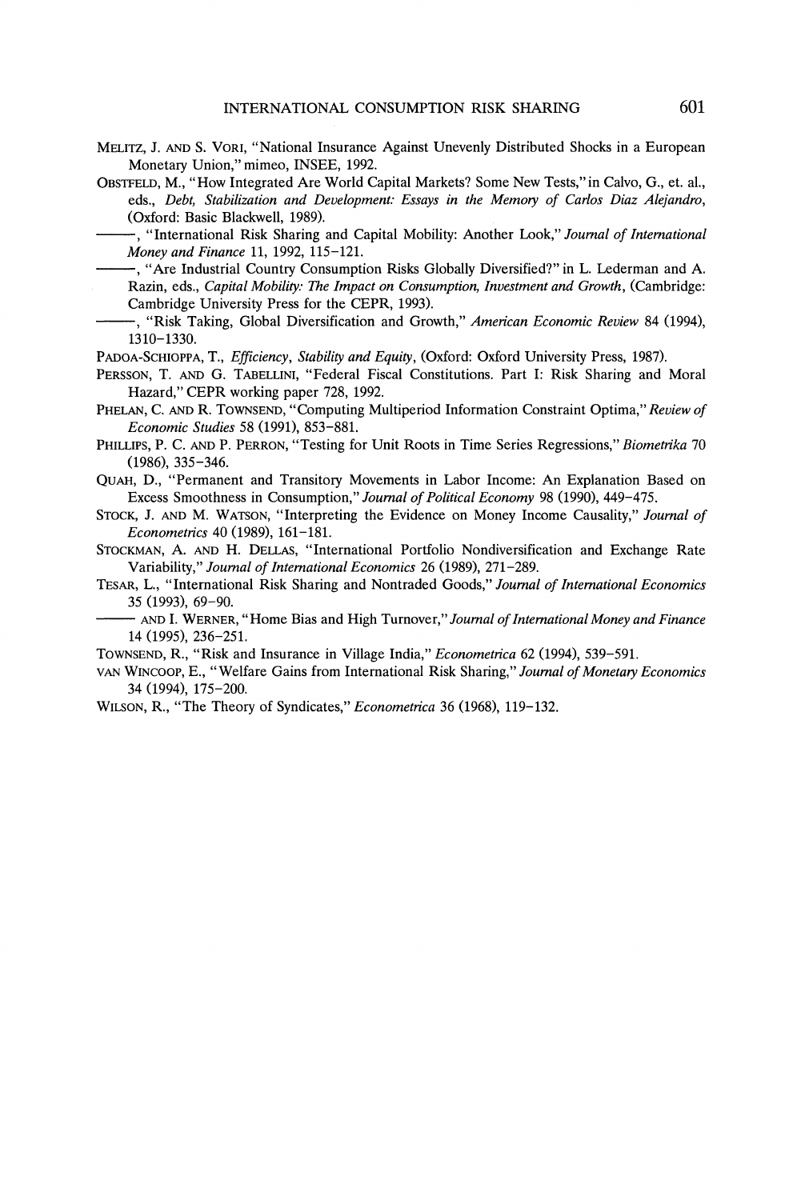MELITZ, J. AND S. VORI, "National Insurance Against Unevenly Distributed Shocks in a European Monetary Union," mimeo, INSEE, 1992.

OBSTFELD, M., "How Integrated Are World Capital Markets? Some New Tests," in Calvo, G., et. al., eds., *Debt, Stabilization and Development: Essays in the Memory of Carlos Diaz Alejandro*, (Oxford: Basic Blackwell, 1989).

———, "International Risk Sharing and Capital Mobility: Another Look," *Journal of International Money and Finance* 11, 1992, 115–121.

———, "Are Industrial Country Consumption Risks Globally Diversified?" in L. Lederman and A. Razin, eds., *Capital Mobility: The Impact on Consumption, Investment and Growth*, (Cambridge: Cambridge University Press for the CEPR, 1993).

———, "Risk Taking, Global Diversification and Growth," *American Economic Review* 84 (1994), 1310–1330.

PADOA-SCHIOPPA, T., *Efficiency, Stability and Equity*, (Oxford: Oxford University Press, 1987).

PERSSON, T. AND G. TABELLINI, "Federal Fiscal Constitutions. Part I: Risk Sharing and Moral Hazard," CEPR working paper 728, 1992.

PHELAN, C. AND R. TOWNSEND, "Computing Multiperiod Information Constraint Optima," *Review of Economic Studies* 58 (1991), 853–881.

PHILLIPS, P. C. AND P. PERRON, "Testing for Unit Roots in Time Series Regressions," *Biometrika* 70 (1986), 335–346.

QUAH, D., "Permanent and Transitory Movements in Labor Income: An Explanation Based on Excess Smoothness in Consumption," *Journal of Political Economy* 98 (1990), 449–475.

STOCK, J. AND M. WATSON, "Interpreting the Evidence on Money Income Causality," *Journal of Econometrics* 40 (1989), 161–181.

STOCKMAN, A. AND H. DELLAS, "International Portfolio Nondiversification and Exchange Rate Variability," *Journal of International Economics* 26 (1989), 271–289.

TESAR, L., "International Risk Sharing and Nontraded Goods," *Journal of International Economics* 35 (1993), 69–90.

——— AND I. WERNER, "Home Bias and High Turnover," *Journal of International Money and Finance* 14 (1995), 236–251.

TOWNSEND, R., "Risk and Insurance in Village India," *Econometrica* 62 (1994), 539–591.

VAN WINCOOP, E., "Welfare Gains from International Risk Sharing," *Journal of Monetary Economics* 34 (1994), 175–200.

WILSON, R., "The Theory of Syndicates," *Econometrica* 36 (1968), 119–132.